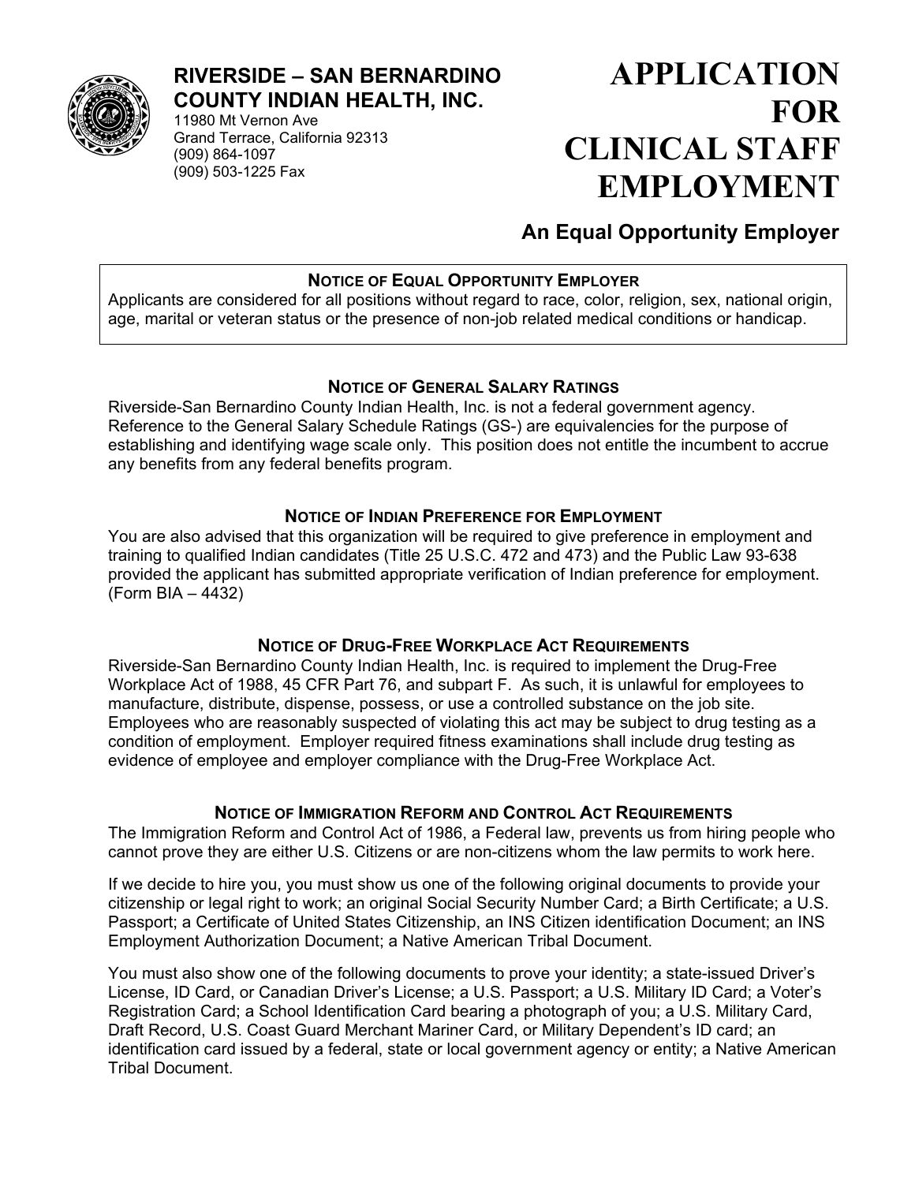# RIVERSIDE – SAN BERNARDINO COUNTY INDIAN HEALTH, INC.

11980 Mt Vernon Ave
Grand Terrace, California 92313
(909) 864-1097
(909) 503-1225 Fax

# APPLICATION FOR CLINICAL STAFF EMPLOYMENT

## An Equal Opportunity Employer

### NOTICE OF EQUAL OPPORTUNITY EMPLOYER

Applicants are considered for all positions without regard to race, color, religion, sex, national origin, age, marital or veteran status or the presence of non-job related medical conditions or handicap.

### NOTICE OF GENERAL SALARY RATINGS

Riverside-San Bernardino County Indian Health, Inc. is not a federal government agency. Reference to the General Salary Schedule Ratings (GS-) are equivalencies for the purpose of establishing and identifying wage scale only. This position does not entitle the incumbent to accrue any benefits from any federal benefits program.

### NOTICE OF INDIAN PREFERENCE FOR EMPLOYMENT

You are also advised that this organization will be required to give preference in employment and training to qualified Indian candidates (Title 25 U.S.C. 472 and 473) and the Public Law 93-638 provided the applicant has submitted appropriate verification of Indian preference for employment. (Form BIA – 4432)

### NOTICE OF DRUG-FREE WORKPLACE ACT REQUIREMENTS

Riverside-San Bernardino County Indian Health, Inc. is required to implement the Drug-Free Workplace Act of 1988, 45 CFR Part 76, and subpart F. As such, it is unlawful for employees to manufacture, distribute, dispense, possess, or use a controlled substance on the job site. Employees who are reasonably suspected of violating this act may be subject to drug testing as a condition of employment. Employer required fitness examinations shall include drug testing as evidence of employee and employer compliance with the Drug-Free Workplace Act.

### NOTICE OF IMMIGRATION REFORM AND CONTROL ACT REQUIREMENTS

The Immigration Reform and Control Act of 1986, a Federal law, prevents us from hiring people who cannot prove they are either U.S. Citizens or are non-citizens whom the law permits to work here.

If we decide to hire you, you must show us one of the following original documents to provide your citizenship or legal right to work; an original Social Security Number Card; a Birth Certificate; a U.S. Passport; a Certificate of United States Citizenship, an INS Citizen identification Document; an INS Employment Authorization Document; a Native American Tribal Document.

You must also show one of the following documents to prove your identity; a state-issued Driver's License, ID Card, or Canadian Driver's License; a U.S. Passport; a U.S. Military ID Card; a Voter's Registration Card; a School Identification Card bearing a photograph of you; a U.S. Military Card, Draft Record, U.S. Coast Guard Merchant Mariner Card, or Military Dependent's ID card; an identification card issued by a federal, state or local government agency or entity; a Native American Tribal Document.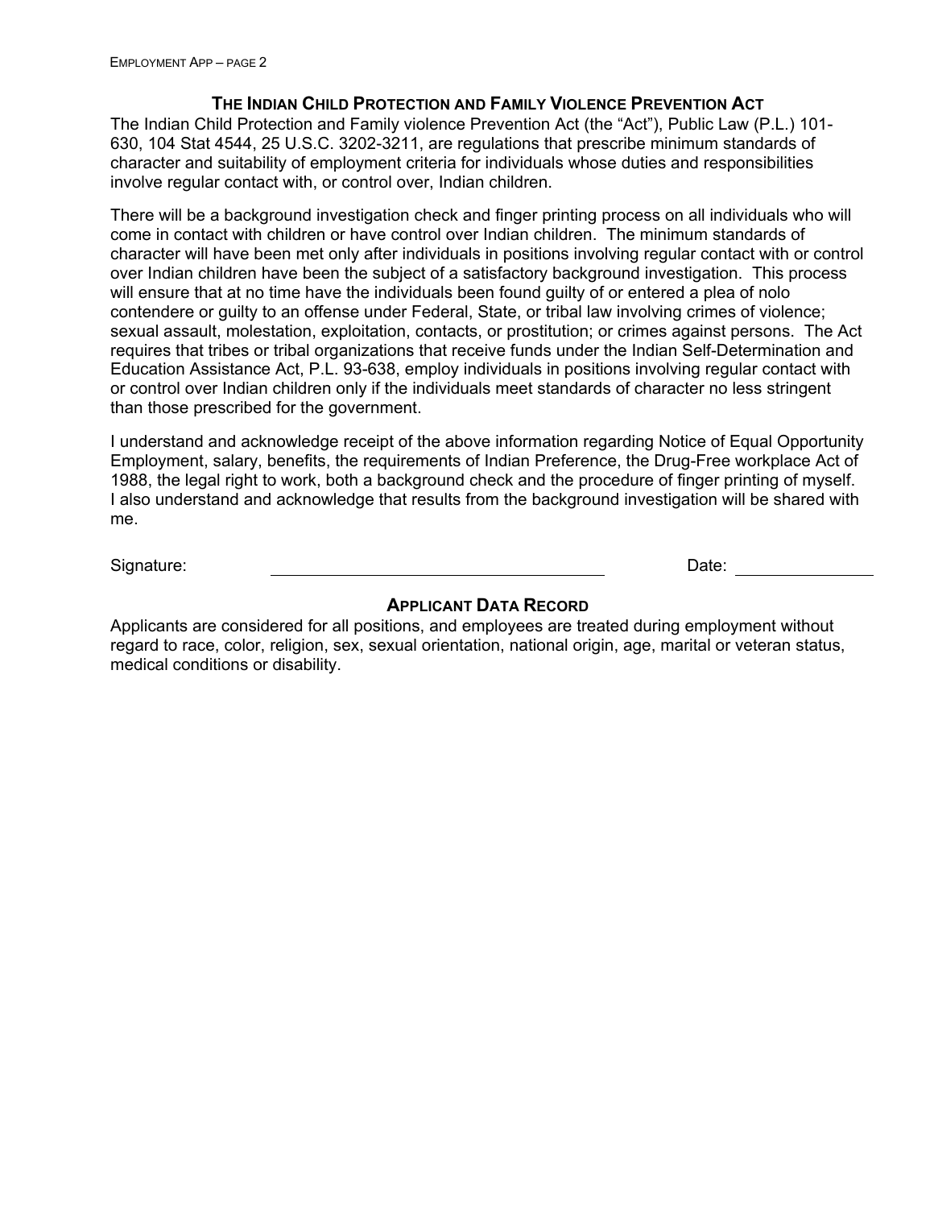## The Indian Child Protection and Family Violence Prevention Act

The Indian Child Protection and Family violence Prevention Act (the "Act"), Public Law (P.L.) 101-630, 104 Stat 4544, 25 U.S.C. 3202-3211, are regulations that prescribe minimum standards of character and suitability of employment criteria for individuals whose duties and responsibilities involve regular contact with, or control over, Indian children.

There will be a background investigation check and finger printing process on all individuals who will come in contact with children or have control over Indian children. The minimum standards of character will have been met only after individuals in positions involving regular contact with or control over Indian children have been the subject of a satisfactory background investigation. This process will ensure that at no time have the individuals been found guilty of or entered a plea of nolo contendere or guilty to an offense under Federal, State, or tribal law involving crimes of violence; sexual assault, molestation, exploitation, contacts, or prostitution; or crimes against persons. The Act requires that tribes or tribal organizations that receive funds under the Indian Self-Determination and Education Assistance Act, P.L. 93-638, employ individuals in positions involving regular contact with or control over Indian children only if the individuals meet standards of character no less stringent than those prescribed for the government.

I understand and acknowledge receipt of the above information regarding Notice of Equal Opportunity Employment, salary, benefits, the requirements of Indian Preference, the Drug-Free workplace Act of 1988, the legal right to work, both a background check and the procedure of finger printing of myself. I also understand and acknowledge that results from the background investigation will be shared with me.

Signature: ______________________________ Date: ______________

## Applicant Data Record

Applicants are considered for all positions, and employees are treated during employment without regard to race, color, religion, sex, sexual orientation, national origin, age, marital or veteran status, medical conditions or disability.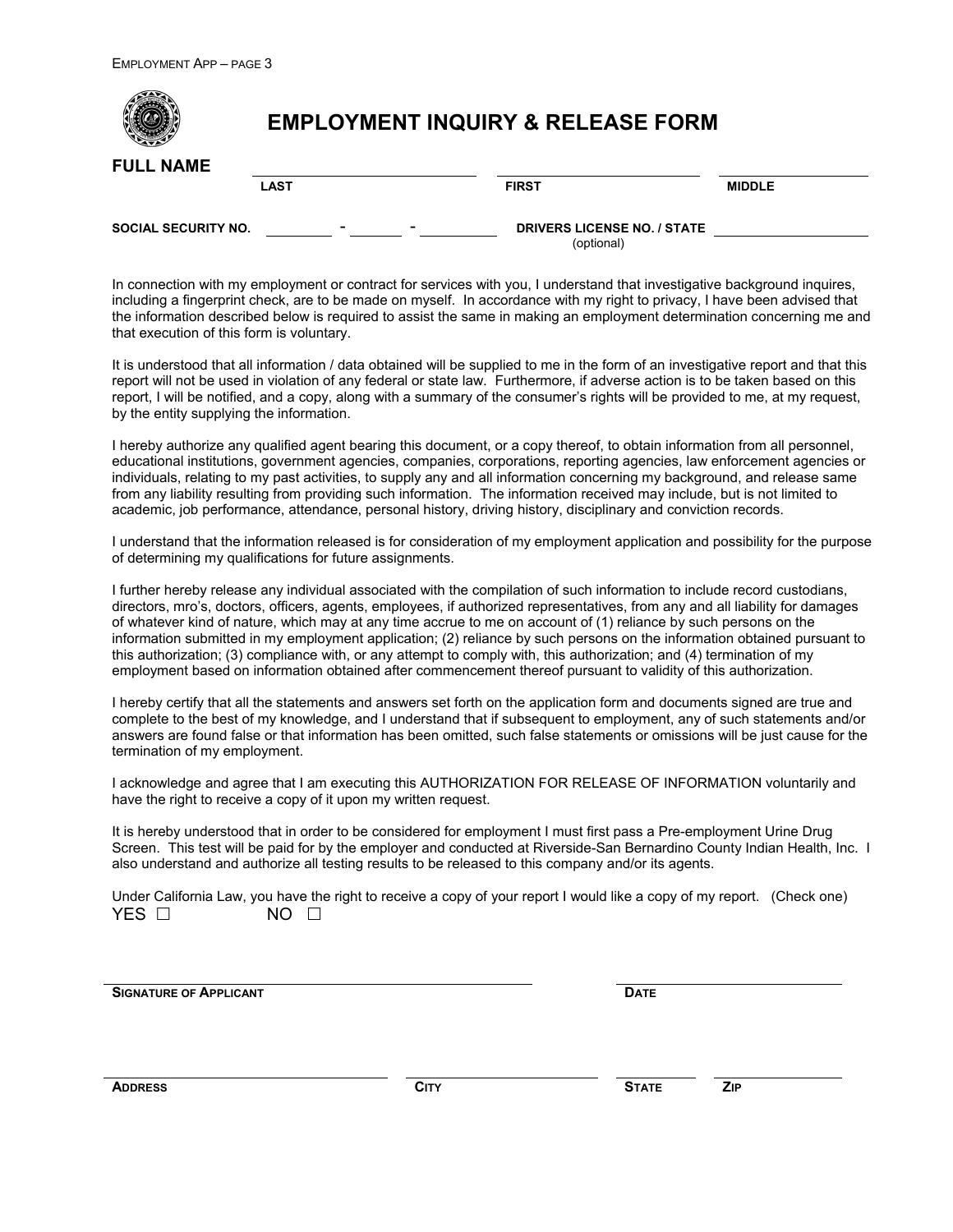# EMPLOYMENT INQUIRY & RELEASE FORM

**FULL NAME** ______________________ ______________________ ______________________
**LAST** **FIRST** **MIDDLE**

**SOCIAL SECURITY NO.** ________ - ______ - ________ **DRIVERS LICENSE NO. / STATE** (optional) ______________________

In connection with my employment or contract for services with you, I understand that investigative background inquires, including a fingerprint check, are to be made on myself. In accordance with my right to privacy, I have been advised that the information described below is required to assist the same in making an employment determination concerning me and that execution of this form is voluntary.

It is understood that all information / data obtained will be supplied to me in the form of an investigative report and that this report will not be used in violation of any federal or state law. Furthermore, if adverse action is to be taken based on this report, I will be notified, and a copy, along with a summary of the consumer's rights will be provided to me, at my request, by the entity supplying the information.

I hereby authorize any qualified agent bearing this document, or a copy thereof, to obtain information from all personnel, educational institutions, government agencies, companies, corporations, reporting agencies, law enforcement agencies or individuals, relating to my past activities, to supply any and all information concerning my background, and release same from any liability resulting from providing such information. The information received may include, but is not limited to academic, job performance, attendance, personal history, driving history, disciplinary and conviction records.

I understand that the information released is for consideration of my employment application and possibility for the purpose of determining my qualifications for future assignments.

I further hereby release any individual associated with the compilation of such information to include record custodians, directors, mro's, doctors, officers, agents, employees, if authorized representatives, from any and all liability for damages of whatever kind of nature, which may at any time accrue to me on account of (1) reliance by such persons on the information submitted in my employment application; (2) reliance by such persons on the information obtained pursuant to this authorization; (3) compliance with, or any attempt to comply with, this authorization; and (4) termination of my employment based on information obtained after commencement thereof pursuant to validity of this authorization.

I hereby certify that all the statements and answers set forth on the application form and documents signed are true and complete to the best of my knowledge, and I understand that if subsequent to employment, any of such statements and/or answers are found false or that information has been omitted, such false statements or omissions will be just cause for the termination of my employment.

I acknowledge and agree that I am executing this AUTHORIZATION FOR RELEASE OF INFORMATION voluntarily and have the right to receive a copy of it upon my written request.

It is hereby understood that in order to be considered for employment I must first pass a Pre-employment Urine Drug Screen. This test will be paid for by the employer and conducted at Riverside-San Bernardino County Indian Health, Inc. I also understand and authorize all testing results to be released to this company and/or its agents.

Under California Law, you have the right to receive a copy of your report I would like a copy of my report. (Check one)
YES ☐ NO ☐

______________________________________ ______________________
**SIGNATURE OF APPLICANT** **DATE**

______________________ ______________________ __________ __________
**ADDRESS** **CITY** **STATE** **ZIP**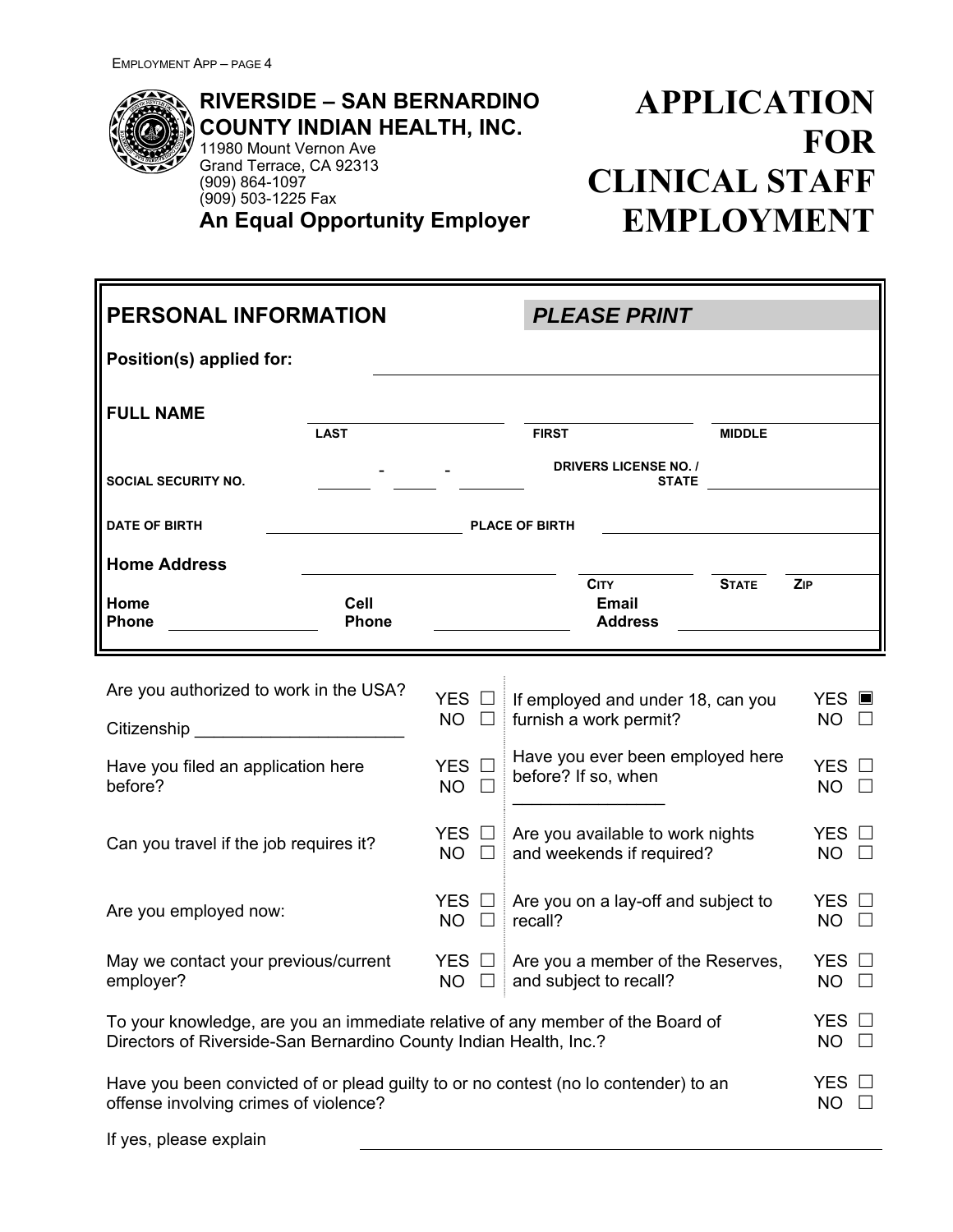**RIVERSIDE – SAN BERNARDINO COUNTY INDIAN HEALTH, INC.**
11980 Mount Vernon Ave
Grand Terrace, CA 92313
(909) 864-1097
(909) 503-1225 Fax
**An Equal Opportunity Employer**

# APPLICATION FOR CLINICAL STAFF EMPLOYMENT

## PERSONAL INFORMATION — *PLEASE PRINT*

**Position(s) applied for:** ____________________

**FULL NAME** ____________ LAST ____________ FIRST ____________ MIDDLE

**SOCIAL SECURITY NO.** _____ - _____ - _____   **DRIVERS LICENSE NO. / STATE** ____________

**DATE OF BIRTH** ____________   **PLACE OF BIRTH** ____________

**Home Address** ____________ CITY ____________ STATE ______ ZIP ______

**Home Phone** ____________   **Cell Phone** ____________   **Email Address** ____________

| | | | |
|---|---|---|---|
| Are you authorized to work in the USA?<br>Citizenship ____________________ | YES ☐<br>NO ☐ | If employed and under 18, can you furnish a work permit? | YES ▣<br>NO ☐ |
| Have you filed an application here before? | YES ☐<br>NO ☐ | Have you ever been employed here before? If so, when ____________ | YES ☐<br>NO ☐ |
| Can you travel if the job requires it? | YES ☐<br>NO ☐ | Are you available to work nights and weekends if required? | YES ☐<br>NO ☐ |
| Are you employed now: | YES ☐<br>NO ☐ | Are you on a lay-off and subject to recall? | YES ☐<br>NO ☐ |
| May we contact your previous/current employer? | YES ☐<br>NO ☐ | Are you a member of the Reserves, and subject to recall? | YES ☐<br>NO ☐ |

To your knowledge, are you an immediate relative of any member of the Board of Directors of Riverside-San Bernardino County Indian Health, Inc.? YES ☐ NO ☐

Have you been convicted of or plead guilty to or no contest (no lo contender) to an offense involving crimes of violence? YES ☐ NO ☐

If yes, please explain ____________________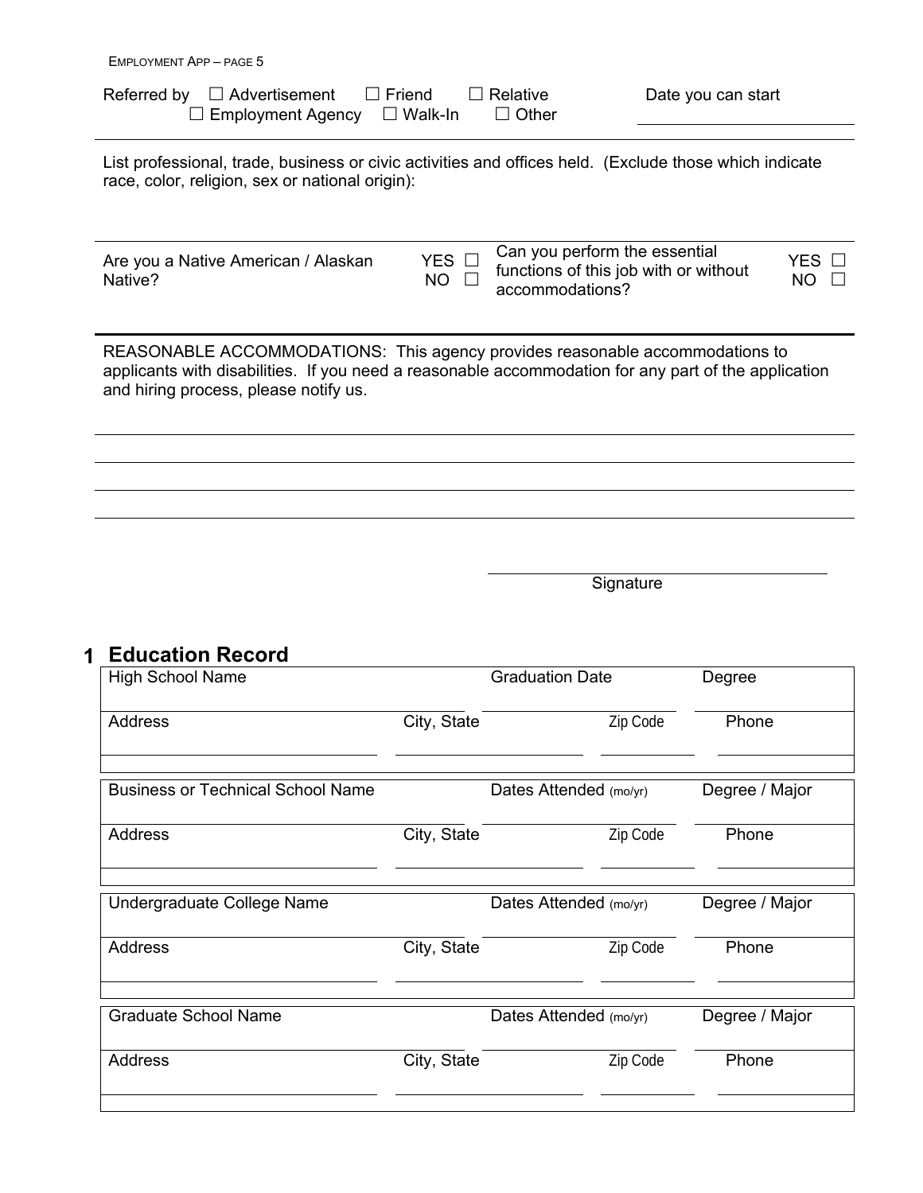Referred by ☐ Advertisement ☐ Friend ☐ Relative ☐ Employment Agency ☐ Walk-In ☐ Other

Date you can start

List professional, trade, business or civic activities and offices held. (Exclude those which indicate race, color, religion, sex or national origin):

| Are you a Native American / Alaskan Native? | YES ☐ NO ☐ | Can you perform the essential functions of this job with or without accommodations? | YES ☐ NO ☐ |
|---|---|---|---|

REASONABLE ACCOMMODATIONS: This agency provides reasonable accommodations to applicants with disabilities. If you need a reasonable accommodation for any part of the application and hiring process, please notify us.

Signature

## 1 Education Record

| High School Name | | Graduation Date | | Degree |
|---|---|---|---|---|
| Address | City, State | | Zip Code | Phone |

| Business or Technical School Name | | Dates Attended (mo/yr) | | Degree / Major |
|---|---|---|---|---|
| Address | City, State | | Zip Code | Phone |

| Undergraduate College Name | | Dates Attended (mo/yr) | | Degree / Major |
|---|---|---|---|---|
| Address | City, State | | Zip Code | Phone |

| Graduate School Name | | Dates Attended (mo/yr) | | Degree / Major |
|---|---|---|---|---|
| Address | City, State | | Zip Code | Phone |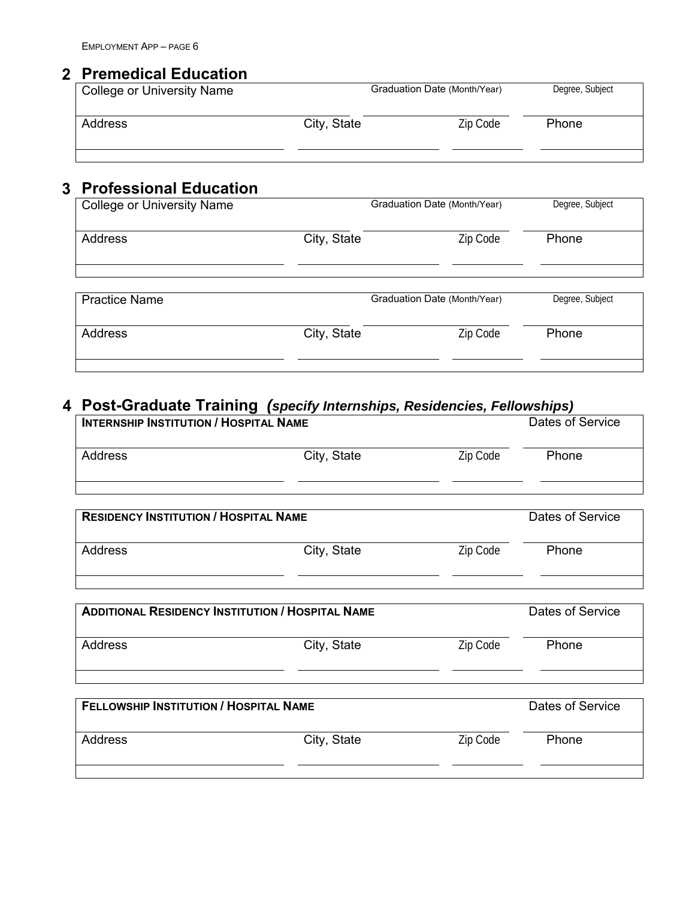## 2 Premedical Education

| College or University Name | | Graduation Date (Month/Year) | Degree, Subject |
|---|---|---|---|
| Address | City, State | Zip Code | Phone |
| | | | |

## 3 Professional Education

| College or University Name | | Graduation Date (Month/Year) | Degree, Subject |
|---|---|---|---|
| Address | City, State | Zip Code | Phone |
| | | | |

| Practice Name | | Graduation Date (Month/Year) | Degree, Subject |
|---|---|---|---|
| Address | City, State | Zip Code | Phone |
| | | | |

## 4 Post-Graduate Training *(specify Internships, Residencies, Fellowships)*

| **INTERNSHIP INSTITUTION / HOSPITAL NAME** | | | Dates of Service |
|---|---|---|---|
| Address | City, State | Zip Code | Phone |
| | | | |

| **RESIDENCY INSTITUTION / HOSPITAL NAME** | | | Dates of Service |
|---|---|---|---|
| Address | City, State | Zip Code | Phone |
| | | | |

| **ADDITIONAL RESIDENCY INSTITUTION / HOSPITAL NAME** | | | Dates of Service |
|---|---|---|---|
| Address | City, State | Zip Code | Phone |
| | | | |

| **FELLOWSHIP INSTITUTION / HOSPITAL NAME** | | | Dates of Service |
|---|---|---|---|
| Address | City, State | Zip Code | Phone |
| | | | |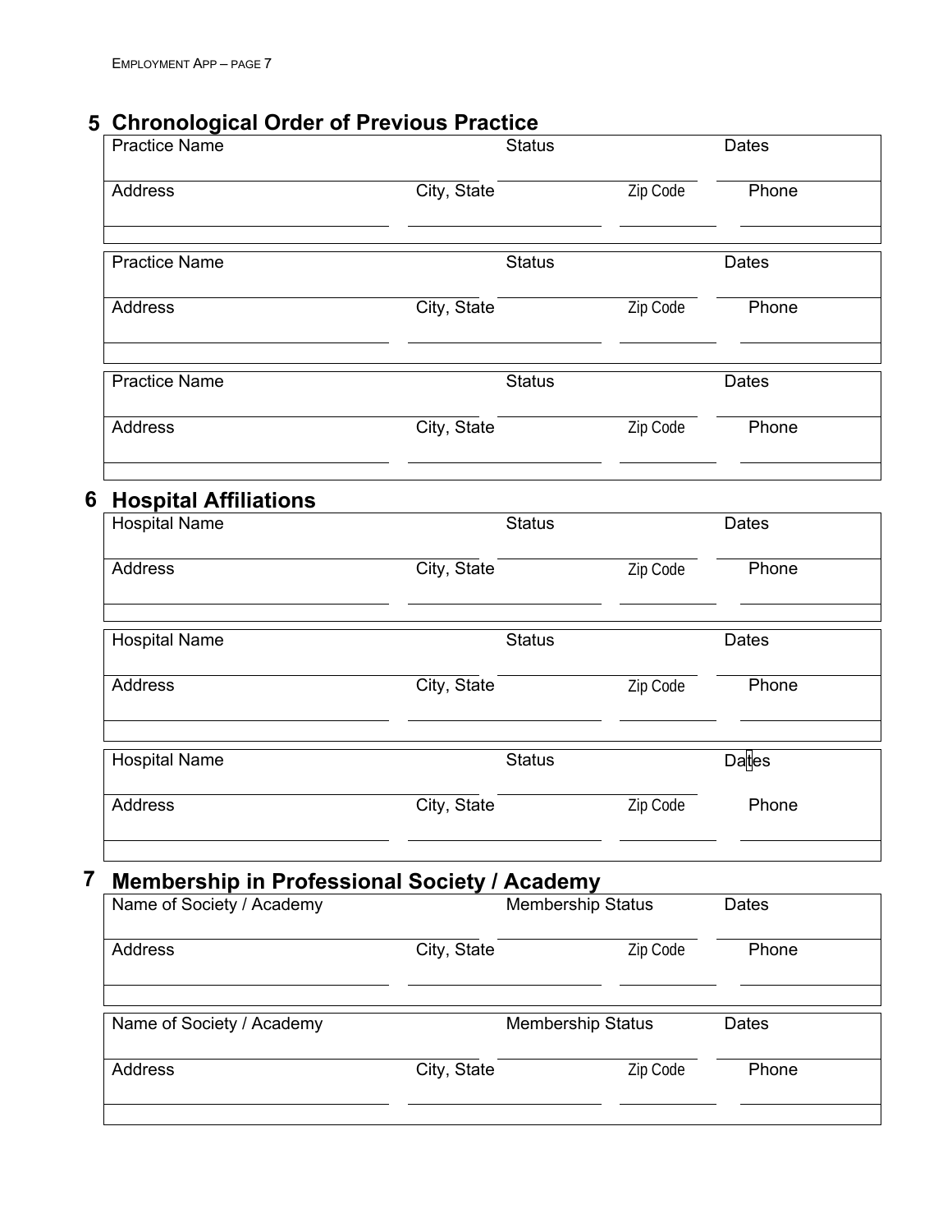## 5 Chronological Order of Previous Practice

| Practice Name | | Status | | Dates |
|---|---|---|---|---|
| Address | City, State | | Zip Code | Phone |
| | | | | |

| Practice Name | | Status | | Dates |
|---|---|---|---|---|
| Address | City, State | | Zip Code | Phone |
| | | | | |

| Practice Name | | Status | | Dates |
|---|---|---|---|---|
| Address | City, State | | Zip Code | Phone |
| | | | | |

## 6 Hospital Affiliations

| Hospital Name | | Status | | Dates |
|---|---|---|---|---|
| Address | City, State | | Zip Code | Phone |
| | | | | |

| Hospital Name | | Status | | Dates |
|---|---|---|---|---|
| Address | City, State | | Zip Code | Phone |
| | | | | |

| Hospital Name | | Status | | Dates |
|---|---|---|---|---|
| Address | City, State | | Zip Code | Phone |
| | | | | |

## 7 Membership in Professional Society / Academy

| Name of Society / Academy | | Membership Status | | Dates |
|---|---|---|---|---|
| Address | City, State | | Zip Code | Phone |
| | | | | |

| Name of Society / Academy | | Membership Status | | Dates |
|---|---|---|---|---|
| Address | City, State | | Zip Code | Phone |
| | | | | |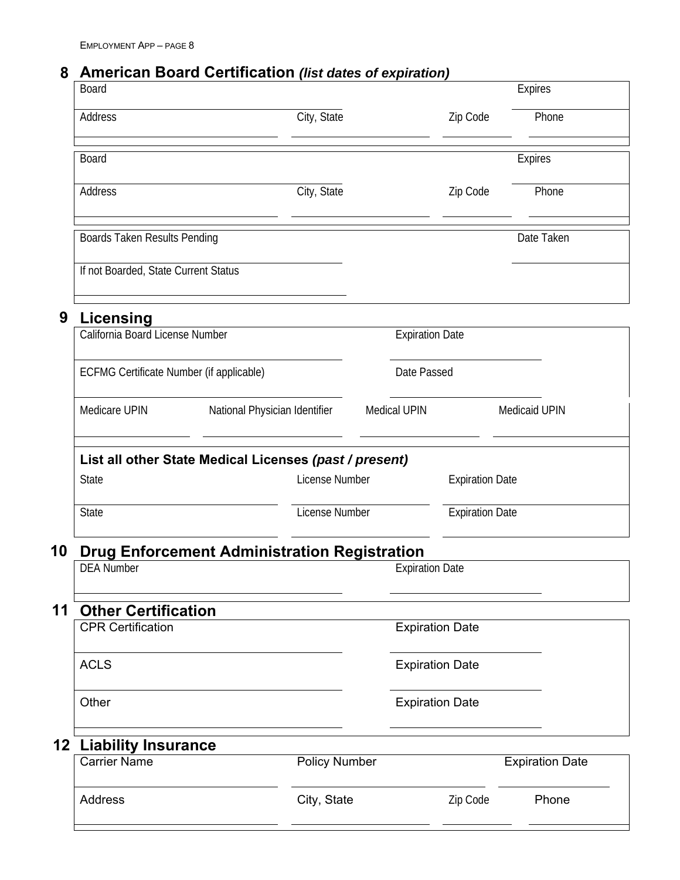## 8 American Board Certification *(list dates of expiration)*

| Board | | | Expires |
|---|---|---|---|
| Address | City, State | Zip Code | Phone |

| Board | | | Expires |
|---|---|---|---|
| Address | City, State | Zip Code | Phone |

| Boards Taken Results Pending | Date Taken |
|---|---|
| If not Boarded, State Current Status | |

## 9 Licensing

| California Board License Number | Expiration Date |
|---|---|
| ECFMG Certificate Number (if applicable) | Date Passed |

| Medicare UPIN | National Physician Identifier | Medical UPIN | Medicaid UPIN |
|---|---|---|---|

**List all other State Medical Licenses *(past / present)***

| State | License Number | Expiration Date |
|---|---|---|
| State | License Number | Expiration Date |

## 10 Drug Enforcement Administration Registration

| DEA Number | Expiration Date |
|---|---|

## 11 Other Certification

| CPR Certification | Expiration Date |
|---|---|
| ACLS | Expiration Date |
| Other | Expiration Date |

## 12 Liability Insurance

| Carrier Name | Policy Number | | Expiration Date |
|---|---|---|---|
| Address | City, State | Zip Code | Phone |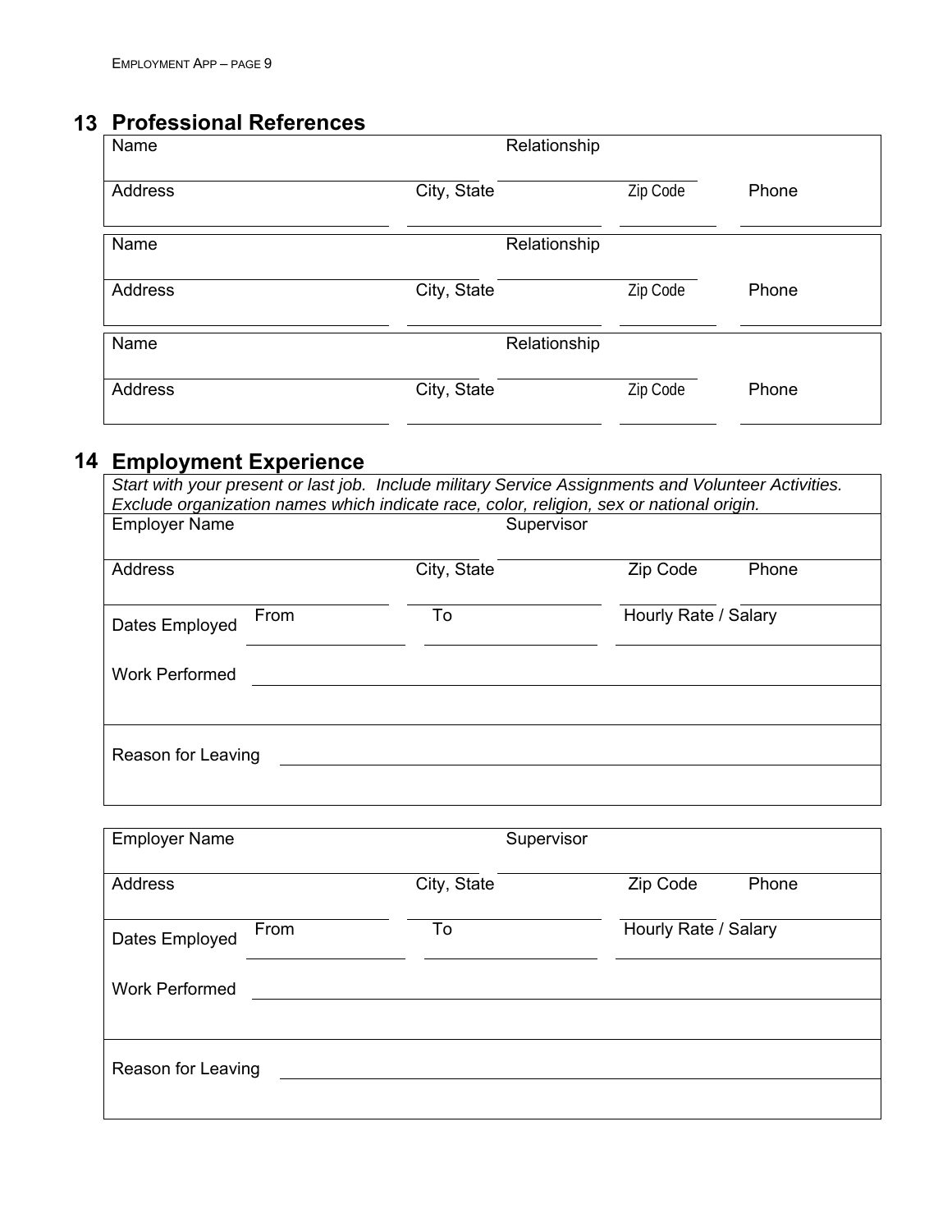## 13 Professional References

| Name | | Relationship | |
|---|---|---|---|
| Address | City, State | Zip Code | Phone |

| Name | | Relationship | |
|---|---|---|---|
| Address | City, State | Zip Code | Phone |

| Name | | Relationship | |
|---|---|---|---|
| Address | City, State | Zip Code | Phone |

## 14 Employment Experience

*Start with your present or last job. Include military Service Assignments and Volunteer Activities. Exclude organization names which indicate race, color, religion, sex or national origin.*

| Employer Name | | Supervisor | |
|---|---|---|---|
| Address | City, State | Zip Code | Phone |
| Dates Employed From | To | Hourly Rate / Salary | |
| Work Performed | | | |
| Reason for Leaving | | | |

| Employer Name | | Supervisor | |
|---|---|---|---|
| Address | City, State | Zip Code | Phone |
| Dates Employed From | To | Hourly Rate / Salary | |
| Work Performed | | | |
| Reason for Leaving | | | |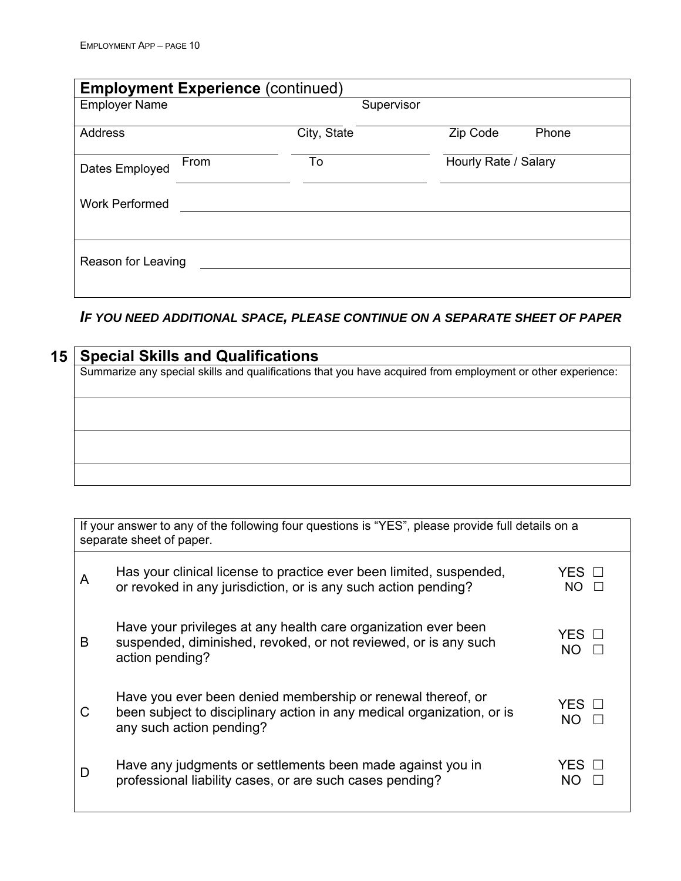## Employment Experience (continued)

| Employer Name | | Supervisor | |
|---|---|---|---|
| Address | City, State | Zip Code | Phone |
| Dates Employed From | To | Hourly Rate / Salary | |
| Work Performed | | | |
| Reason for Leaving | | | |

***IF YOU NEED ADDITIONAL SPACE, PLEASE CONTINUE ON A SEPARATE SHEET OF PAPER***

## 15 Special Skills and Qualifications

Summarize any special skills and qualifications that you have acquired from employment or other experience:

If your answer to any of the following four questions is "YES", please provide full details on a separate sheet of paper.

| | | |
|---|---|---|
| A | Has your clinical license to practice ever been limited, suspended, or revoked in any jurisdiction, or is any such action pending? | YES ☐ NO ☐ |
| B | Have your privileges at any health care organization ever been suspended, diminished, revoked, or not reviewed, or is any such action pending? | YES ☐ NO ☐ |
| C | Have you ever been denied membership or renewal thereof, or been subject to disciplinary action in any medical organization, or is any such action pending? | YES ☐ NO ☐ |
| D | Have any judgments or settlements been made against you in professional liability cases, or are such cases pending? | YES ☐ NO ☐ |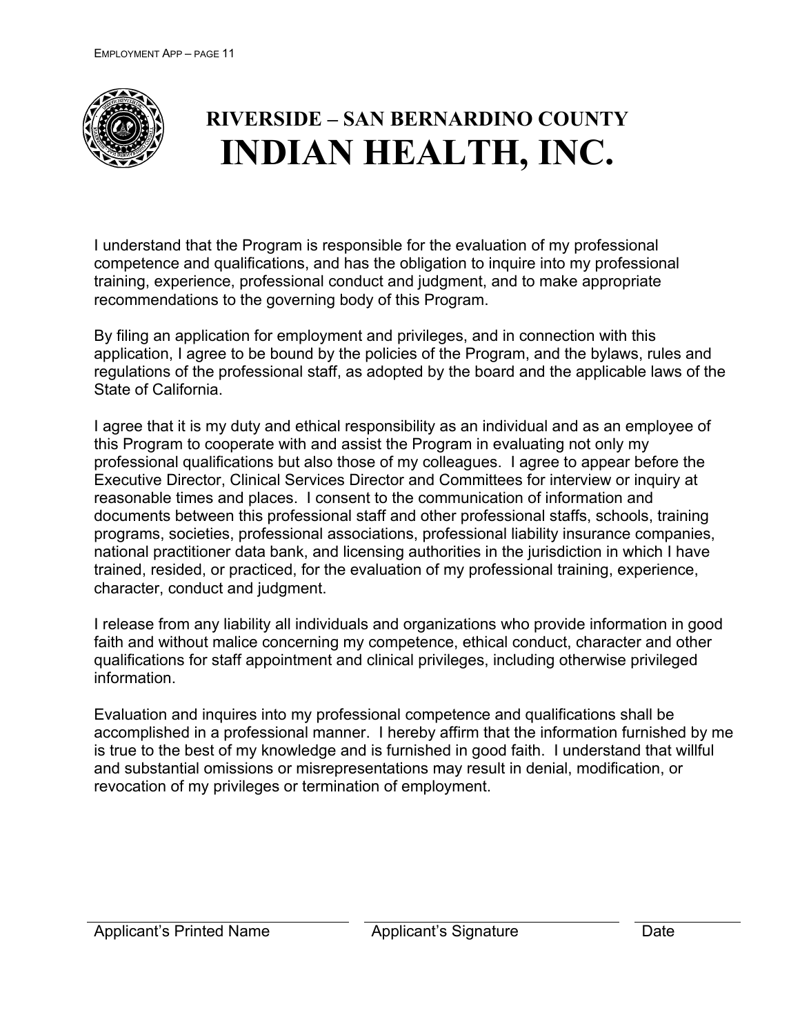# RIVERSIDE – SAN BERNARDINO COUNTY
# INDIAN HEALTH, INC.

I understand that the Program is responsible for the evaluation of my professional competence and qualifications, and has the obligation to inquire into my professional training, experience, professional conduct and judgment, and to make appropriate recommendations to the governing body of this Program.

By filing an application for employment and privileges, and in connection with this application, I agree to be bound by the policies of the Program, and the bylaws, rules and regulations of the professional staff, as adopted by the board and the applicable laws of the State of California.

I agree that it is my duty and ethical responsibility as an individual and as an employee of this Program to cooperate with and assist the Program in evaluating not only my professional qualifications but also those of my colleagues. I agree to appear before the Executive Director, Clinical Services Director and Committees for interview or inquiry at reasonable times and places. I consent to the communication of information and documents between this professional staff and other professional staffs, schools, training programs, societies, professional associations, professional liability insurance companies, national practitioner data bank, and licensing authorities in the jurisdiction in which I have trained, resided, or practiced, for the evaluation of my professional training, experience, character, conduct and judgment.

I release from any liability all individuals and organizations who provide information in good faith and without malice concerning my competence, ethical conduct, character and other qualifications for staff appointment and clinical privileges, including otherwise privileged information.

Evaluation and inquires into my professional competence and qualifications shall be accomplished in a professional manner. I hereby affirm that the information furnished by me is true to the best of my knowledge and is furnished in good faith. I understand that willful and substantial omissions or misrepresentations may result in denial, modification, or revocation of my privileges or termination of employment.

| | | |
|---|---|---|
| Applicant's Printed Name | Applicant's Signature | Date |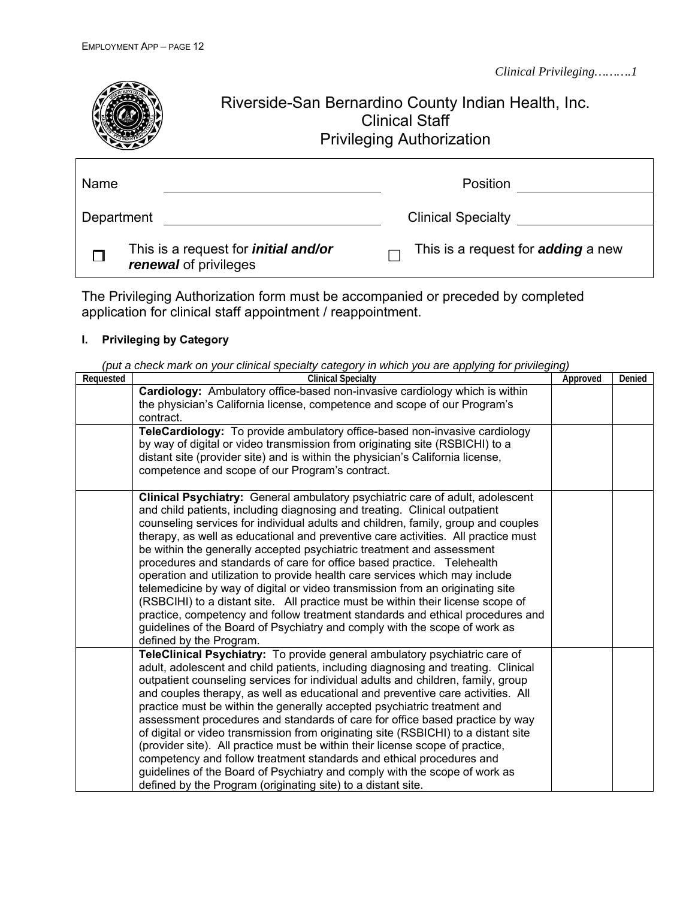*Clinical Privileging……….1*

# Riverside-San Bernardino County Indian Health, Inc.
## Clinical Staff
## Privileging Authorization

| | | | |
|---|---|---|---|
| Name | ______________________ | Position | ______________ |
| Department | ______________________ | Clinical Specialty | ______________ |
| ☐ | This is a request for ***initial and/or renewal*** of privileges | ☐ | This is a request for ***adding*** a new |

The Privileging Authorization form must be accompanied or preceded by completed application for clinical staff appointment / reappointment.

### I. Privileging by Category

*(put a check mark on your clinical specialty category in which you are applying for privileging)*

| Requested | Clinical Specialty | Approved | Denied |
|---|---|---|---|
| | **Cardiology:** Ambulatory office-based non-invasive cardiology which is within the physician's California license, competence and scope of our Program's contract. | | |
| | **TeleCardiology:** To provide ambulatory office-based non-invasive cardiology by way of digital or video transmission from originating site (RSBICHI) to a distant site (provider site) and is within the physician's California license, competence and scope of our Program's contract. | | |
| | **Clinical Psychiatry:** General ambulatory psychiatric care of adult, adolescent and child patients, including diagnosing and treating. Clinical outpatient counseling services for individual adults and children, family, group and couples therapy, as well as educational and preventive care activities. All practice must be within the generally accepted psychiatric treatment and assessment procedures and standards of care for office based practice. Telehealth operation and utilization to provide health care services which may include telemedicine by way of digital or video transmission from an originating site (RSBCIHI) to a distant site. All practice must be within their license scope of practice, competency and follow treatment standards and ethical procedures and guidelines of the Board of Psychiatry and comply with the scope of work as defined by the Program. | | |
| | **TeleClinical Psychiatry:** To provide general ambulatory psychiatric care of adult, adolescent and child patients, including diagnosing and treating. Clinical outpatient counseling services for individual adults and children, family, group and couples therapy, as well as educational and preventive care activities. All practice must be within the generally accepted psychiatric treatment and assessment procedures and standards of care for office based practice by way of digital or video transmission from originating site (RSBICHI) to a distant site (provider site). All practice must be within their license scope of practice, competency and follow treatment standards and ethical procedures and guidelines of the Board of Psychiatry and comply with the scope of work as defined by the Program (originating site) to a distant site. | | |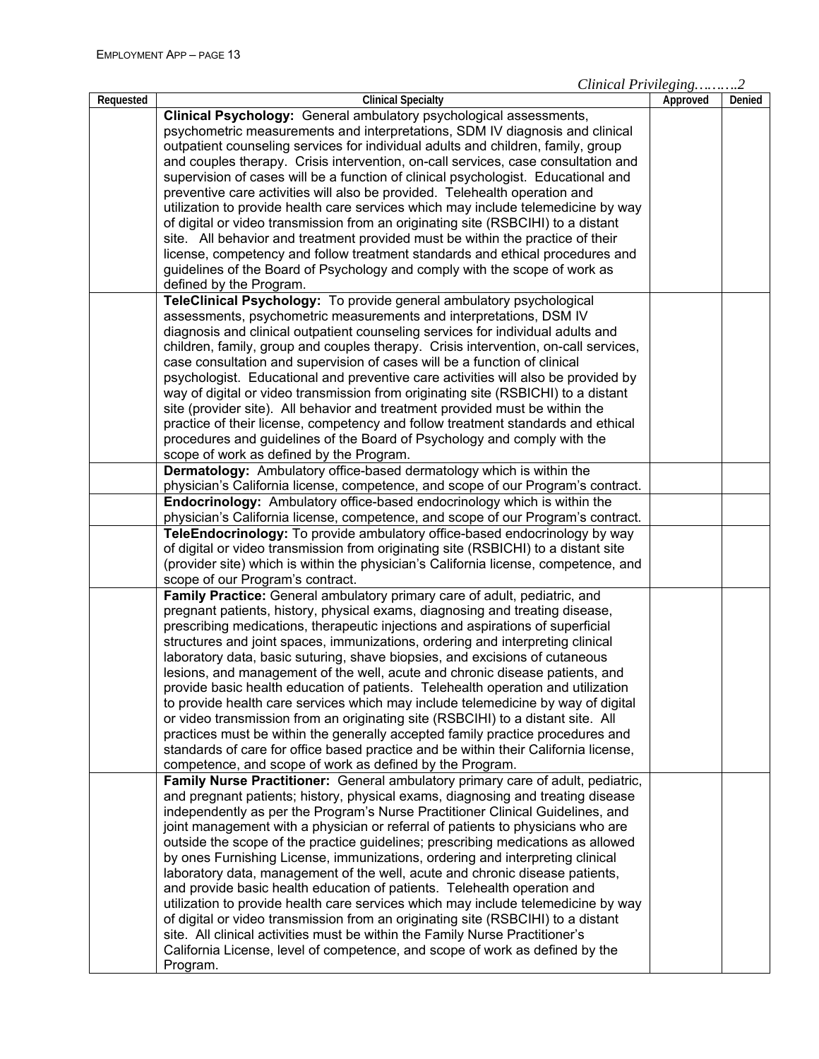*Clinical Privileging………2*

| Requested | Clinical Specialty | Approved | Denied |
|---|---|---|---|
| | **Clinical Psychology:** General ambulatory psychological assessments, psychometric measurements and interpretations, SDM IV diagnosis and clinical outpatient counseling services for individual adults and children, family, group and couples therapy. Crisis intervention, on-call services, case consultation and supervision of cases will be a function of clinical psychologist. Educational and preventive care activities will also be provided. Telehealth operation and utilization to provide health care services which may include telemedicine by way of digital or video transmission from an originating site (RSBCIHI) to a distant site. All behavior and treatment provided must be within the practice of their license, competency and follow treatment standards and ethical procedures and guidelines of the Board of Psychology and comply with the scope of work as defined by the Program. | | |
| | **TeleClinical Psychology:** To provide general ambulatory psychological assessments, psychometric measurements and interpretations, DSM IV diagnosis and clinical outpatient counseling services for individual adults and children, family, group and couples therapy. Crisis intervention, on-call services, case consultation and supervision of cases will be a function of clinical psychologist. Educational and preventive care activities will also be provided by way of digital or video transmission from originating site (RSBICHI) to a distant site (provider site). All behavior and treatment provided must be within the practice of their license, competency and follow treatment standards and ethical procedures and guidelines of the Board of Psychology and comply with the scope of work as defined by the Program. | | |
| | **Dermatology:** Ambulatory office-based dermatology which is within the physician's California license, competence, and scope of our Program's contract. | | |
| | **Endocrinology:** Ambulatory office-based endocrinology which is within the physician's California license, competence, and scope of our Program's contract. | | |
| | **TeleEndocrinology:** To provide ambulatory office-based endocrinology by way of digital or video transmission from originating site (RSBICHI) to a distant site (provider site) which is within the physician's California license, competence, and scope of our Program's contract. | | |
| | **Family Practice:** General ambulatory primary care of adult, pediatric, and pregnant patients, history, physical exams, diagnosing and treating disease, prescribing medications, therapeutic injections and aspirations of superficial structures and joint spaces, immunizations, ordering and interpreting clinical laboratory data, basic suturing, shave biopsies, and excisions of cutaneous lesions, and management of the well, acute and chronic disease patients, and provide basic health education of patients. Telehealth operation and utilization to provide health care services which may include telemedicine by way of digital or video transmission from an originating site (RSBCIHI) to a distant site. All practices must be within the generally accepted family practice procedures and standards of care for office based practice and be within their California license, competence, and scope of work as defined by the Program. | | |
| | **Family Nurse Practitioner:** General ambulatory primary care of adult, pediatric, and pregnant patients; history, physical exams, diagnosing and treating disease independently as per the Program's Nurse Practitioner Clinical Guidelines, and joint management with a physician or referral of patients to physicians who are outside the scope of the practice guidelines; prescribing medications as allowed by ones Furnishing License, immunizations, ordering and interpreting clinical laboratory data, management of the well, acute and chronic disease patients, and provide basic health education of patients. Telehealth operation and utilization to provide health care services which may include telemedicine by way of digital or video transmission from an originating site (RSBCIHI) to a distant site. All clinical activities must be within the Family Nurse Practitioner's California License, level of competence, and scope of work as defined by the Program. | | |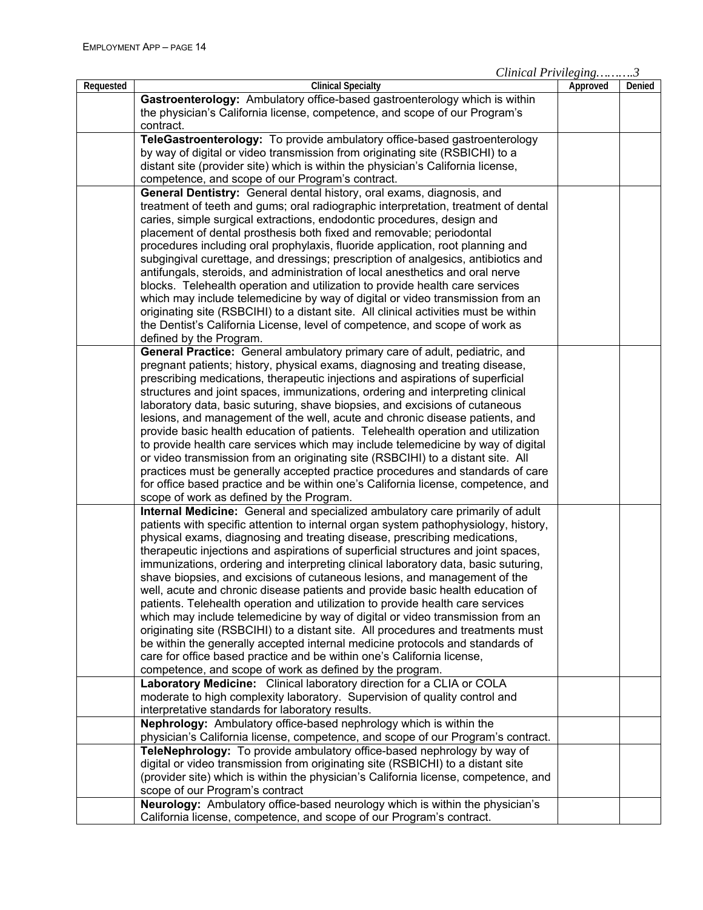*Clinical Privileging……….3*

| Requested | Clinical Specialty | Approved | Denied |
|---|---|---|---|
| | **Gastroenterology:** Ambulatory office-based gastroenterology which is within the physician's California license, competence, and scope of our Program's contract. | | |
| | **TeleGastroenterology:** To provide ambulatory office-based gastroenterology by way of digital or video transmission from originating site (RSBICHI) to a distant site (provider site) which is within the physician's California license, competence, and scope of our Program's contract. | | |
| | **General Dentistry:** General dental history, oral exams, diagnosis, and treatment of teeth and gums; oral radiographic interpretation, treatment of dental caries, simple surgical extractions, endodontic procedures, design and placement of dental prosthesis both fixed and removable; periodontal procedures including oral prophylaxis, fluoride application, root planning and subgingival curettage, and dressings; prescription of analgesics, antibiotics and antifungals, steroids, and administration of local anesthetics and oral nerve blocks. Telehealth operation and utilization to provide health care services which may include telemedicine by way of digital or video transmission from an originating site (RSBCIHI) to a distant site. All clinical activities must be within the Dentist's California License, level of competence, and scope of work as defined by the Program. | | |
| | **General Practice:** General ambulatory primary care of adult, pediatric, and pregnant patients; history, physical exams, diagnosing and treating disease, prescribing medications, therapeutic injections and aspirations of superficial structures and joint spaces, immunizations, ordering and interpreting clinical laboratory data, basic suturing, shave biopsies, and excisions of cutaneous lesions, and management of the well, acute and chronic disease patients, and provide basic health education of patients. Telehealth operation and utilization to provide health care services which may include telemedicine by way of digital or video transmission from an originating site (RSBCIHI) to a distant site. All practices must be generally accepted practice procedures and standards of care for office based practice and be within one's California license, competence, and scope of work as defined by the Program. | | |
| | **Internal Medicine:** General and specialized ambulatory care primarily of adult patients with specific attention to internal organ system pathophysiology, history, physical exams, diagnosing and treating disease, prescribing medications, therapeutic injections and aspirations of superficial structures and joint spaces, immunizations, ordering and interpreting clinical laboratory data, basic suturing, shave biopsies, and excisions of cutaneous lesions, and management of the well, acute and chronic disease patients and provide basic health education of patients. Telehealth operation and utilization to provide health care services which may include telemedicine by way of digital or video transmission from an originating site (RSBCIHI) to a distant site. All procedures and treatments must be within the generally accepted internal medicine protocols and standards of care for office based practice and be within one's California license, competence, and scope of work as defined by the program. | | |
| | **Laboratory Medicine:** Clinical laboratory direction for a CLIA or COLA moderate to high complexity laboratory. Supervision of quality control and interpretative standards for laboratory results. | | |
| | **Nephrology:** Ambulatory office-based nephrology which is within the physician's California license, competence, and scope of our Program's contract. | | |
| | **TeleNephrology:** To provide ambulatory office-based nephrology by way of digital or video transmission from originating site (RSBICHI) to a distant site (provider site) which is within the physician's California license, competence, and scope of our Program's contract | | |
| | **Neurology:** Ambulatory office-based neurology which is within the physician's California license, competence, and scope of our Program's contract. | | |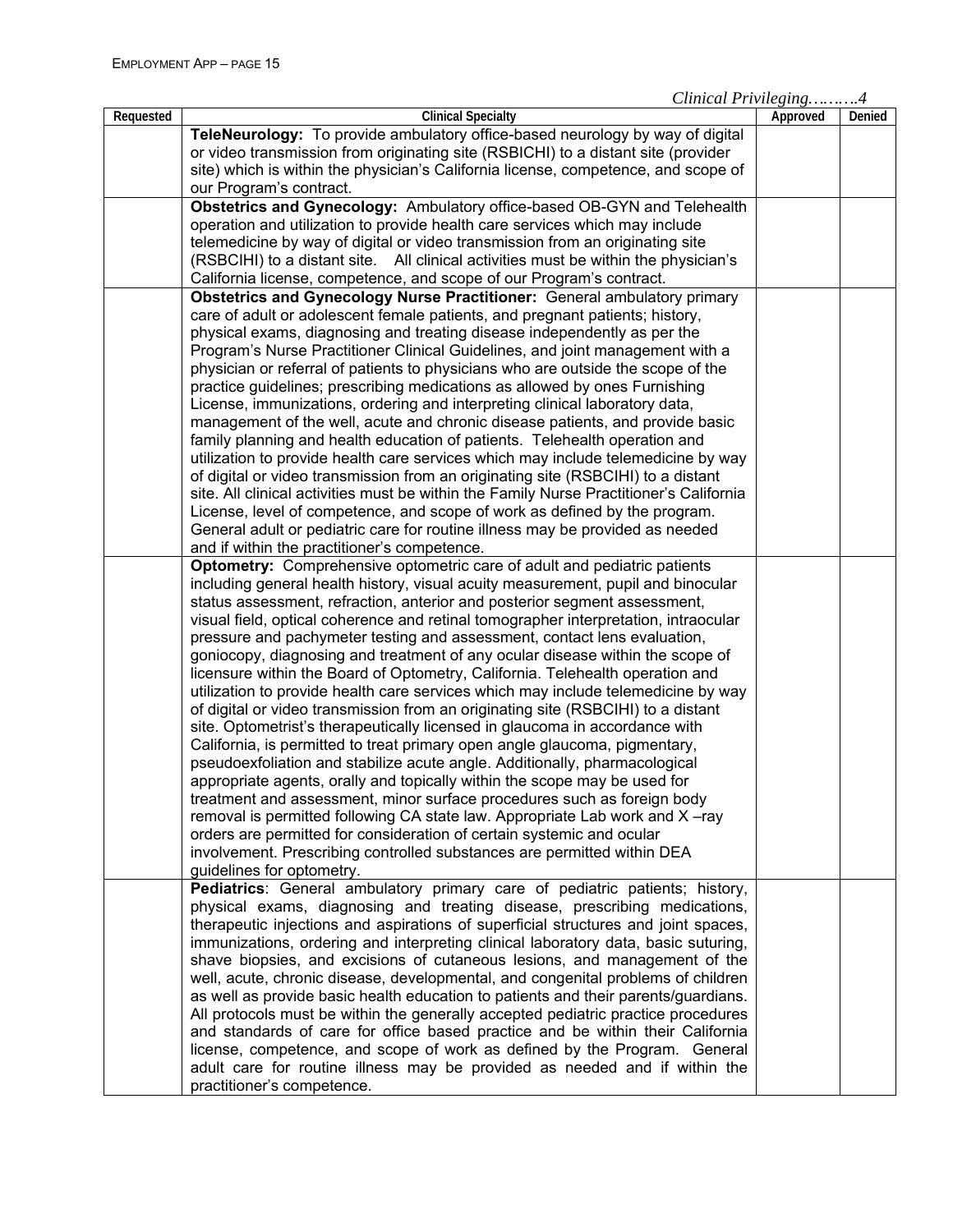*Clinical Privileging………4*

| Requested | Clinical Specialty | Approved | Denied |
|---|---|---|---|
| | **TeleNeurology:** To provide ambulatory office-based neurology by way of digital or video transmission from originating site (RSBICHI) to a distant site (provider site) which is within the physician's California license, competence, and scope of our Program's contract. | | |
| | **Obstetrics and Gynecology:** Ambulatory office-based OB-GYN and Telehealth operation and utilization to provide health care services which may include telemedicine by way of digital or video transmission from an originating site (RSBCIHI) to a distant site. All clinical activities must be within the physician's California license, competence, and scope of our Program's contract. | | |
| | **Obstetrics and Gynecology Nurse Practitioner:** General ambulatory primary care of adult or adolescent female patients, and pregnant patients; history, physical exams, diagnosing and treating disease independently as per the Program's Nurse Practitioner Clinical Guidelines, and joint management with a physician or referral of patients to physicians who are outside the scope of the practice guidelines; prescribing medications as allowed by ones Furnishing License, immunizations, ordering and interpreting clinical laboratory data, management of the well, acute and chronic disease patients, and provide basic family planning and health education of patients. Telehealth operation and utilization to provide health care services which may include telemedicine by way of digital or video transmission from an originating site (RSBCIHI) to a distant site. All clinical activities must be within the Family Nurse Practitioner's California License, level of competence, and scope of work as defined by the program. General adult or pediatric care for routine illness may be provided as needed and if within the practitioner's competence. | | |
| | **Optometry:** Comprehensive optometric care of adult and pediatric patients including general health history, visual acuity measurement, pupil and binocular status assessment, refraction, anterior and posterior segment assessment, visual field, optical coherence and retinal tomographer interpretation, intraocular pressure and pachymeter testing and assessment, contact lens evaluation, goniocopy, diagnosing and treatment of any ocular disease within the scope of licensure within the Board of Optometry, California. Telehealth operation and utilization to provide health care services which may include telemedicine by way of digital or video transmission from an originating site (RSBCIHI) to a distant site. Optometrist's therapeutically licensed in glaucoma in accordance with California, is permitted to treat primary open angle glaucoma, pigmentary, pseudoexfoliation and stabilize acute angle. Additionally, pharmacological appropriate agents, orally and topically within the scope may be used for treatment and assessment, minor surface procedures such as foreign body removal is permitted following CA state law. Appropriate Lab work and X –ray orders are permitted for consideration of certain systemic and ocular involvement. Prescribing controlled substances are permitted within DEA guidelines for optometry. | | |
| | **Pediatrics**: General ambulatory primary care of pediatric patients; history, physical exams, diagnosing and treating disease, prescribing medications, therapeutic injections and aspirations of superficial structures and joint spaces, immunizations, ordering and interpreting clinical laboratory data, basic suturing, shave biopsies, and excisions of cutaneous lesions, and management of the well, acute, chronic disease, developmental, and congenital problems of children as well as provide basic health education to patients and their parents/guardians. All protocols must be within the generally accepted pediatric practice procedures and standards of care for office based practice and be within their California license, competence, and scope of work as defined by the Program. General adult care for routine illness may be provided as needed and if within the practitioner's competence. | | |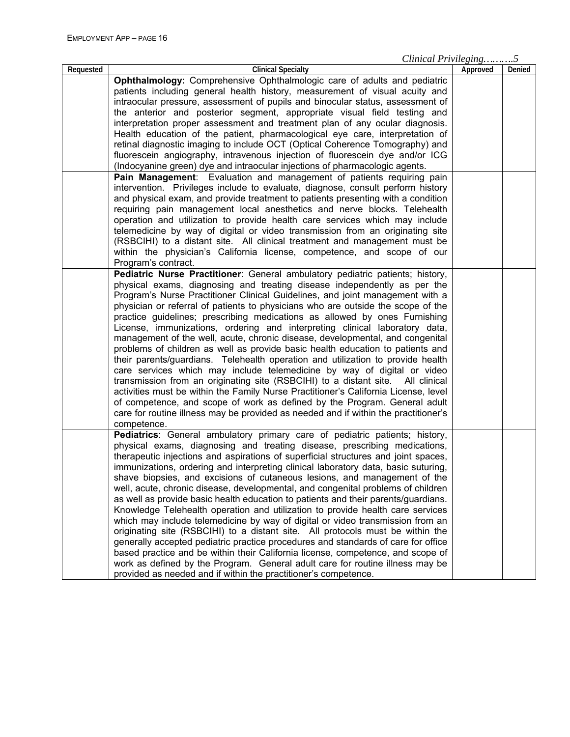*Clinical Privileging……...5*

| Requested | Clinical Specialty | Approved | Denied |
|---|---|---|---|
| | **Ophthalmology:** Comprehensive Ophthalmologic care of adults and pediatric patients including general health history, measurement of visual acuity and intraocular pressure, assessment of pupils and binocular status, assessment of the anterior and posterior segment, appropriate visual field testing and interpretation proper assessment and treatment plan of any ocular diagnosis. Health education of the patient, pharmacological eye care, interpretation of retinal diagnostic imaging to include OCT (Optical Coherence Tomography) and fluorescein angiography, intravenous injection of fluorescein dye and/or ICG (Indocyanine green) dye and intraocular injections of pharmacologic agents. | | |
| | **Pain Management**: Evaluation and management of patients requiring pain intervention. Privileges include to evaluate, diagnose, consult perform history and physical exam, and provide treatment to patients presenting with a condition requiring pain management local anesthetics and nerve blocks. Telehealth operation and utilization to provide health care services which may include telemedicine by way of digital or video transmission from an originating site (RSBCIHI) to a distant site. All clinical treatment and management must be within the physician's California license, competence, and scope of our Program's contract. | | |
| | **Pediatric Nurse Practitioner**: General ambulatory pediatric patients; history, physical exams, diagnosing and treating disease independently as per the Program's Nurse Practitioner Clinical Guidelines, and joint management with a physician or referral of patients to physicians who are outside the scope of the practice guidelines; prescribing medications as allowed by ones Furnishing License, immunizations, ordering and interpreting clinical laboratory data, management of the well, acute, chronic disease, developmental, and congenital problems of children as well as provide basic health education to patients and their parents/guardians. Telehealth operation and utilization to provide health care services which may include telemedicine by way of digital or video transmission from an originating site (RSBCIHI) to a distant site. All clinical activities must be within the Family Nurse Practitioner's California License, level of competence, and scope of work as defined by the Program. General adult care for routine illness may be provided as needed and if within the practitioner's competence. | | |
| | **Pediatrics**: General ambulatory primary care of pediatric patients; history, physical exams, diagnosing and treating disease, prescribing medications, therapeutic injections and aspirations of superficial structures and joint spaces, immunizations, ordering and interpreting clinical laboratory data, basic suturing, shave biopsies, and excisions of cutaneous lesions, and management of the well, acute, chronic disease, developmental, and congenital problems of children as well as provide basic health education to patients and their parents/guardians. Knowledge Telehealth operation and utilization to provide health care services which may include telemedicine by way of digital or video transmission from an originating site (RSBCIHI) to a distant site. All protocols must be within the generally accepted pediatric practice procedures and standards of care for office based practice and be within their California license, competence, and scope of work as defined by the Program. General adult care for routine illness may be provided as needed and if within the practitioner's competence. | | |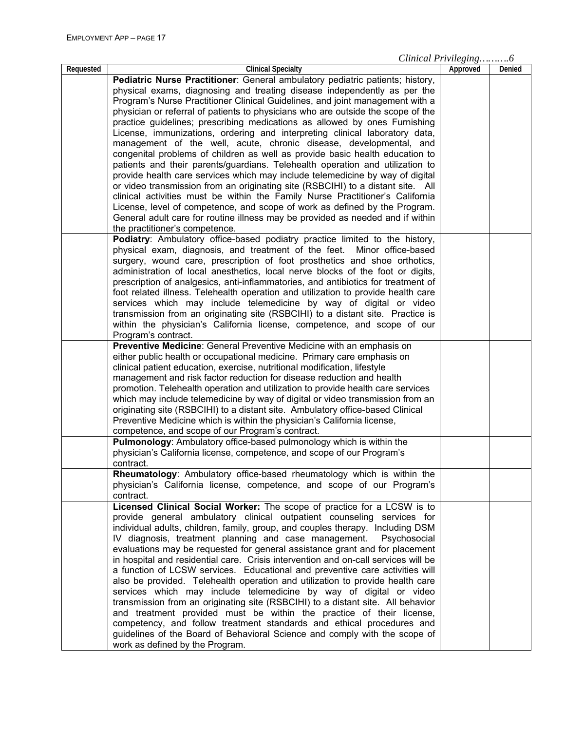*Clinical Privileging……….6*

| Requested | Clinical Specialty | Approved | Denied |
|---|---|---|---|
| | **Pediatric Nurse Practitioner**: General ambulatory pediatric patients; history, physical exams, diagnosing and treating disease independently as per the Program's Nurse Practitioner Clinical Guidelines, and joint management with a physician or referral of patients to physicians who are outside the scope of the practice guidelines; prescribing medications as allowed by ones Furnishing License, immunizations, ordering and interpreting clinical laboratory data, management of the well, acute, chronic disease, developmental, and congenital problems of children as well as provide basic health education to patients and their parents/guardians. Telehealth operation and utilization to provide health care services which may include telemedicine by way of digital or video transmission from an originating site (RSBCIHI) to a distant site. All clinical activities must be within the Family Nurse Practitioner's California License, level of competence, and scope of work as defined by the Program. General adult care for routine illness may be provided as needed and if within the practitioner's competence. | | |
| | **Podiatry**: Ambulatory office-based podiatry practice limited to the history, physical exam, diagnosis, and treatment of the feet. Minor office-based surgery, wound care, prescription of foot prosthetics and shoe orthotics, administration of local anesthetics, local nerve blocks of the foot or digits, prescription of analgesics, anti-inflammatories, and antibiotics for treatment of foot related illness. Telehealth operation and utilization to provide health care services which may include telemedicine by way of digital or video transmission from an originating site (RSBCIHI) to a distant site. Practice is within the physician's California license, competence, and scope of our Program's contract. | | |
| | **Preventive Medicine**: General Preventive Medicine with an emphasis on either public health or occupational medicine. Primary care emphasis on clinical patient education, exercise, nutritional modification, lifestyle management and risk factor reduction for disease reduction and health promotion. Telehealth operation and utilization to provide health care services which may include telemedicine by way of digital or video transmission from an originating site (RSBCIHI) to a distant site. Ambulatory office-based Clinical Preventive Medicine which is within the physician's California license, competence, and scope of our Program's contract. | | |
| | **Pulmonology**: Ambulatory office-based pulmonology which is within the physician's California license, competence, and scope of our Program's contract. | | |
| | **Rheumatology**: Ambulatory office-based rheumatology which is within the physician's California license, competence, and scope of our Program's contract. | | |
| | **Licensed Clinical Social Worker:** The scope of practice for a LCSW is to provide general ambulatory clinical outpatient counseling services for individual adults, children, family, group, and couples therapy. Including DSM IV diagnosis, treatment planning and case management. Psychosocial evaluations may be requested for general assistance grant and for placement in hospital and residential care. Crisis intervention and on-call services will be a function of LCSW services. Educational and preventive care activities will also be provided. Telehealth operation and utilization to provide health care services which may include telemedicine by way of digital or video transmission from an originating site (RSBCIHI) to a distant site. All behavior and treatment provided must be within the practice of their license, competency, and follow treatment standards and ethical procedures and guidelines of the Board of Behavioral Science and comply with the scope of work as defined by the Program. | | |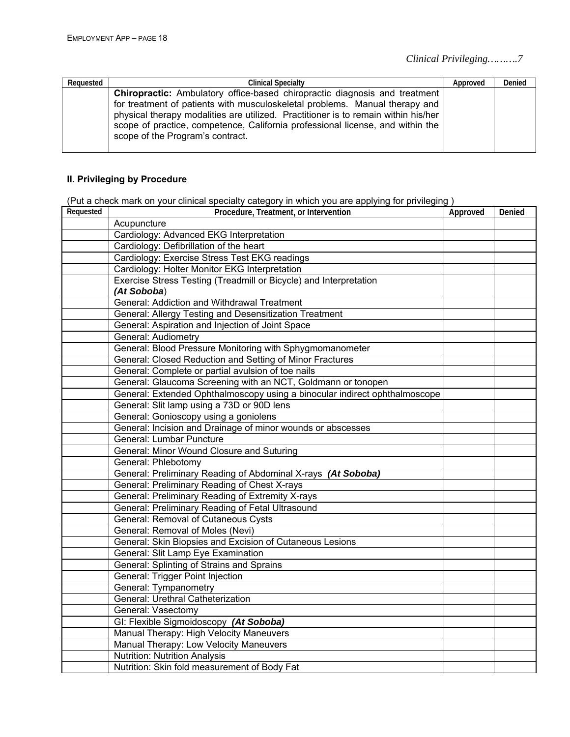*Clinical Privileging……….7*

| Requested | Clinical Specialty | Approved | Denied |
|---|---|---|---|
| | **Chiropractic:** Ambulatory office-based chiropractic diagnosis and treatment for treatment of patients with musculoskeletal problems. Manual therapy and physical therapy modalities are utilized. Practitioner is to remain within his/her scope of practice, competence, California professional license, and within the scope of the Program's contract. | | |

**II. Privileging by Procedure**

(Put a check mark on your clinical specialty category in which you are applying for privileging )

| Requested | Procedure, Treatment, or Intervention | Approved | Denied |
|---|---|---|---|
| | Acupuncture | | |
| | Cardiology: Advanced EKG Interpretation | | |
| | Cardiology: Defibrillation of the heart | | |
| | Cardiology: Exercise Stress Test EKG readings | | |
| | Cardiology: Holter Monitor EKG Interpretation | | |
| | Exercise Stress Testing (Treadmill or Bicycle) and Interpretation ***(At Soboba***) | | |
| | General: Addiction and Withdrawal Treatment | | |
| | General: Allergy Testing and Desensitization Treatment | | |
| | General: Aspiration and Injection of Joint Space | | |
| | General: Audiometry | | |
| | General: Blood Pressure Monitoring with Sphygmomanometer | | |
| | General: Closed Reduction and Setting of Minor Fractures | | |
| | General: Complete or partial avulsion of toe nails | | |
| | General: Glaucoma Screening with an NCT, Goldmann or tonopen | | |
| | General: Extended Ophthalmoscopy using a binocular indirect ophthalmoscope | | |
| | General: Slit lamp using a 73D or 90D lens | | |
| | General: Gonioscopy using a goniolens | | |
| | General: Incision and Drainage of minor wounds or abscesses | | |
| | General: Lumbar Puncture | | |
| | General: Minor Wound Closure and Suturing | | |
| | General: Phlebotomy | | |
| | General: Preliminary Reading of Abdominal X-rays ***(At Soboba)*** | | |
| | General: Preliminary Reading of Chest X-rays | | |
| | General: Preliminary Reading of Extremity X-rays | | |
| | General: Preliminary Reading of Fetal Ultrasound | | |
| | General: Removal of Cutaneous Cysts | | |
| | General: Removal of Moles (Nevi) | | |
| | General: Skin Biopsies and Excision of Cutaneous Lesions | | |
| | General: Slit Lamp Eye Examination | | |
| | General: Splinting of Strains and Sprains | | |
| | General: Trigger Point Injection | | |
| | General: Tympanometry | | |
| | General: Urethral Catheterization | | |
| | General: Vasectomy | | |
| | GI: Flexible Sigmoidoscopy ***(At Soboba)*** | | |
| | Manual Therapy: High Velocity Maneuvers | | |
| | Manual Therapy: Low Velocity Maneuvers | | |
| | Nutrition: Nutrition Analysis | | |
| | Nutrition: Skin fold measurement of Body Fat | | |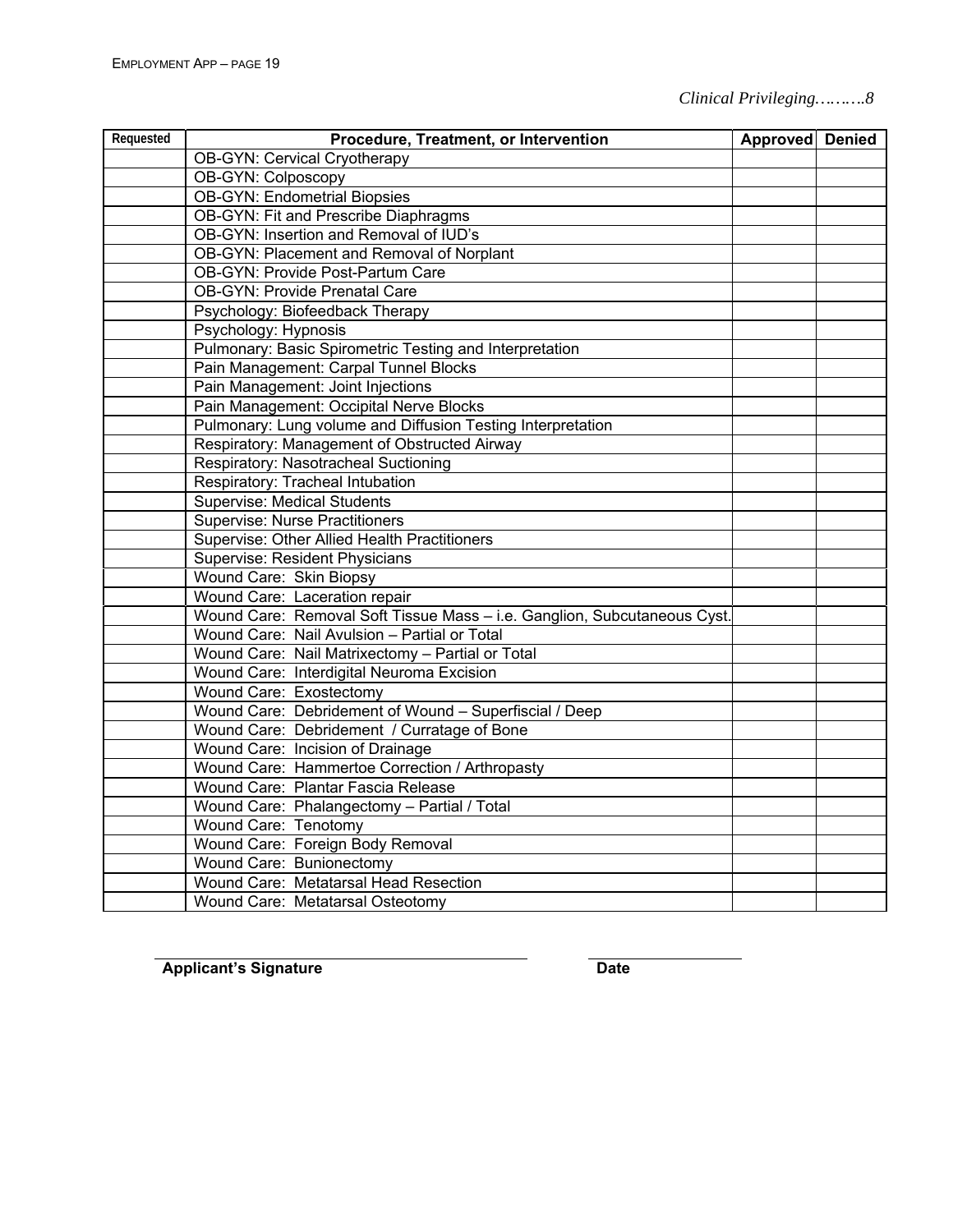*Clinical Privileging……….8*

| Requested | Procedure, Treatment, or Intervention | Approved | Denied |
|---|---|---|---|
| | OB-GYN: Cervical Cryotherapy | | |
| | OB-GYN: Colposcopy | | |
| | OB-GYN: Endometrial Biopsies | | |
| | OB-GYN: Fit and Prescribe Diaphragms | | |
| | OB-GYN: Insertion and Removal of IUD's | | |
| | OB-GYN: Placement and Removal of Norplant | | |
| | OB-GYN: Provide Post-Partum Care | | |
| | OB-GYN: Provide Prenatal Care | | |
| | Psychology: Biofeedback Therapy | | |
| | Psychology: Hypnosis | | |
| | Pulmonary: Basic Spirometric Testing and Interpretation | | |
| | Pain Management: Carpal Tunnel Blocks | | |
| | Pain Management: Joint Injections | | |
| | Pain Management: Occipital Nerve Blocks | | |
| | Pulmonary: Lung volume and Diffusion Testing Interpretation | | |
| | Respiratory: Management of Obstructed Airway | | |
| | Respiratory: Nasotracheal Suctioning | | |
| | Respiratory: Tracheal Intubation | | |
| | Supervise: Medical Students | | |
| | Supervise: Nurse Practitioners | | |
| | Supervise: Other Allied Health Practitioners | | |
| | Supervise: Resident Physicians | | |
| | Wound Care: Skin Biopsy | | |
| | Wound Care: Laceration repair | | |
| | Wound Care: Removal Soft Tissue Mass – i.e. Ganglion, Subcutaneous Cyst. | | |
| | Wound Care: Nail Avulsion – Partial or Total | | |
| | Wound Care: Nail Matrixectomy – Partial or Total | | |
| | Wound Care: Interdigital Neuroma Excision | | |
| | Wound Care: Exostectomy | | |
| | Wound Care: Debridement of Wound – Superfiscial / Deep | | |
| | Wound Care: Debridement / Curratage of Bone | | |
| | Wound Care: Incision of Drainage | | |
| | Wound Care: Hammertoe Correction / Arthropasty | | |
| | Wound Care: Plantar Fascia Release | | |
| | Wound Care: Phalangectomy – Partial / Total | | |
| | Wound Care: Tenotomy | | |
| | Wound Care: Foreign Body Removal | | |
| | Wound Care: Bunionectomy | | |
| | Wound Care: Metatarsal Head Resection | | |
| | Wound Care: Metatarsal Osteotomy | | |

**Applicant's Signature** _______________________ **Date** ___________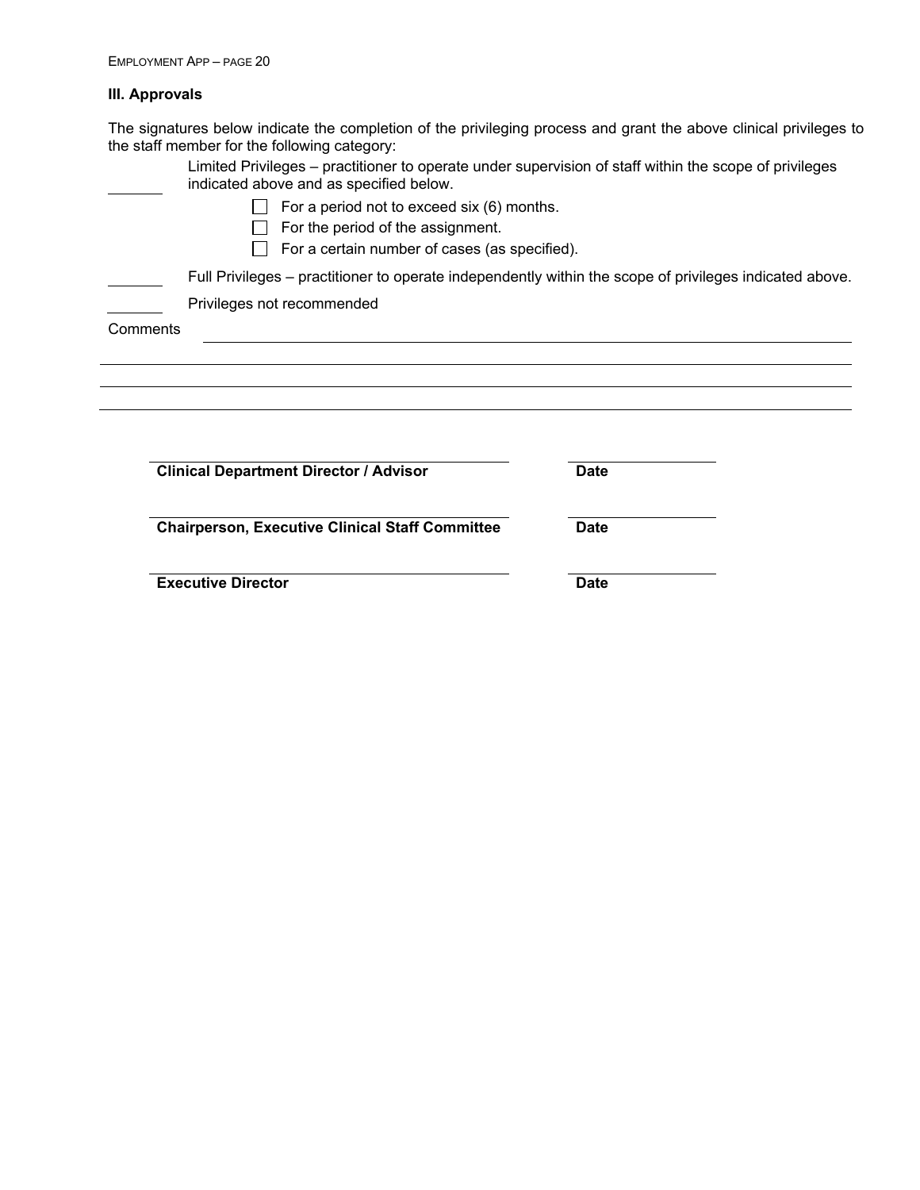### III. Approvals

The signatures below indicate the completion of the privileging process and grant the above clinical privileges to the staff member for the following category:

_______ Limited Privileges – practitioner to operate under supervision of staff within the scope of privileges indicated above and as specified below.

- ☐ For a period not to exceed six (6) months.
- ☐ For the period of the assignment.
- ☐ For a certain number of cases (as specified).

_______ Full Privileges – practitioner to operate independently within the scope of privileges indicated above.

_______ Privileges not recommended

Comments ____________________________________________________________________________

______________________________________________________________________________________

______________________________________________________________________________________

______________________________________________________________________________________

| | |
|---|---|
| ______________________________________ | ______________ |
| **Clinical Department Director / Advisor** | **Date** |
| ______________________________________ | ______________ |
| **Chairperson, Executive Clinical Staff Committee** | **Date** |
| ______________________________________ | ______________ |
| **Executive Director** | **Date** |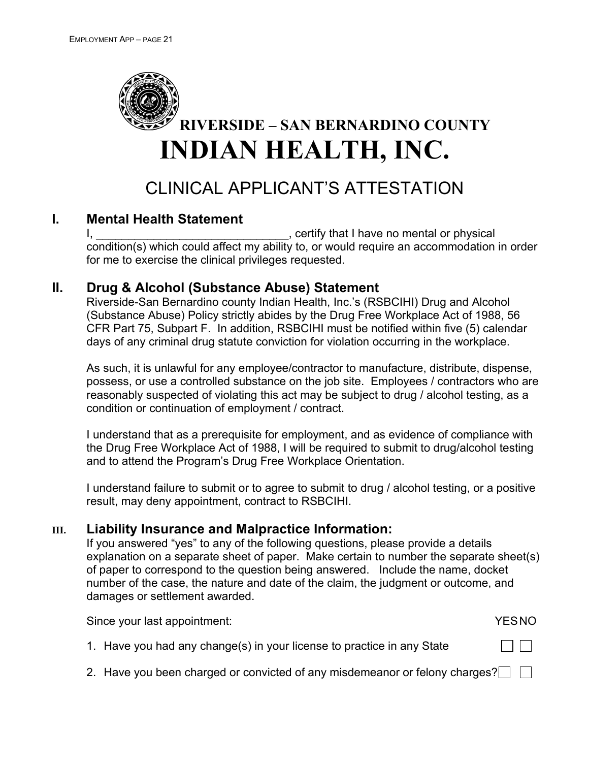**RIVERSIDE – SAN BERNARDINO COUNTY**

# INDIAN HEALTH, INC.

## CLINICAL APPLICANT'S ATTESTATION

### I. Mental Health Statement

I, ______________________________, certify that I have no mental or physical condition(s) which could affect my ability to, or would require an accommodation in order for me to exercise the clinical privileges requested.

### II. Drug & Alcohol (Substance Abuse) Statement

Riverside-San Bernardino county Indian Health, Inc.'s (RSBCIHI) Drug and Alcohol (Substance Abuse) Policy strictly abides by the Drug Free Workplace Act of 1988, 56 CFR Part 75, Subpart F. In addition, RSBCIHI must be notified within five (5) calendar days of any criminal drug statute conviction for violation occurring in the workplace.

As such, it is unlawful for any employee/contractor to manufacture, distribute, dispense, possess, or use a controlled substance on the job site. Employees / contractors who are reasonably suspected of violating this act may be subject to drug / alcohol testing, as a condition or continuation of employment / contract.

I understand that as a prerequisite for employment, and as evidence of compliance with the Drug Free Workplace Act of 1988, I will be required to submit to drug/alcohol testing and to attend the Program's Drug Free Workplace Orientation.

I understand failure to submit or to agree to submit to drug / alcohol testing, or a positive result, may deny appointment, contract to RSBCIHI.

### III. Liability Insurance and Malpractice Information:

If you answered "yes" to any of the following questions, please provide a details explanation on a separate sheet of paper. Make certain to number the separate sheet(s) of paper to correspond to the question being answered. Include the name, docket number of the case, the nature and date of the claim, the judgment or outcome, and damages or settlement awarded.

| Since your last appointment: | YES | NO |
|---|---|---|
| 1. Have you had any change(s) in your license to practice in any State | ☐ | ☐ |
| 2. Have you been charged or convicted of any misdemeanor or felony charges? | ☐ | ☐ |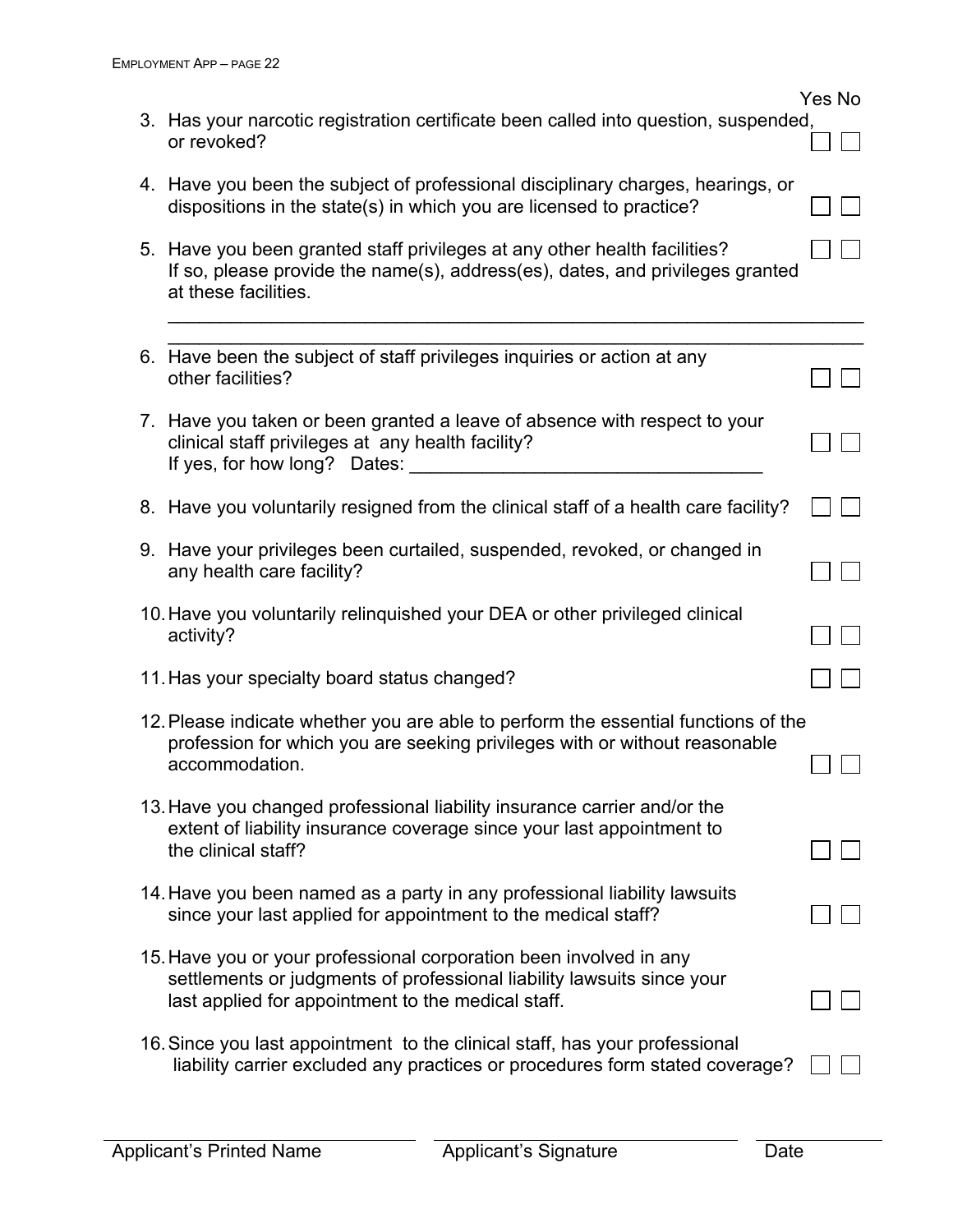| | Yes | No |
|---|---|---|
| 3. Has your narcotic registration certificate been called into question, suspended, or revoked? | ☐ | ☐ |
| 4. Have you been the subject of professional disciplinary charges, hearings, or dispositions in the state(s) in which you are licensed to practice? | ☐ | ☐ |
| 5. Have you been granted staff privileges at any other health facilities? If so, please provide the name(s), address(es), dates, and privileges granted at these facilities. ________________________________________________ ________________________________________________ | ☐ | ☐ |
| 6. Have been the subject of staff privileges inquiries or action at any other facilities? | ☐ | ☐ |
| 7. Have you taken or been granted a leave of absence with respect to your clinical staff privileges at any health facility? If yes, for how long? Dates: ___________________________________ | ☐ | ☐ |
| 8. Have you voluntarily resigned from the clinical staff of a health care facility? | ☐ | ☐ |
| 9. Have your privileges been curtailed, suspended, revoked, or changed in any health care facility? | ☐ | ☐ |
| 10. Have you voluntarily relinquished your DEA or other privileged clinical activity? | ☐ | ☐ |
| 11. Has your specialty board status changed? | ☐ | ☐ |
| 12. Please indicate whether you are able to perform the essential functions of the profession for which you are seeking privileges with or without reasonable accommodation. | ☐ | ☐ |
| 13. Have you changed professional liability insurance carrier and/or the extent of liability insurance coverage since your last appointment to the clinical staff? | ☐ | ☐ |
| 14. Have you been named as a party in any professional liability lawsuits since your last applied for appointment to the medical staff? | ☐ | ☐ |
| 15. Have you or your professional corporation been involved in any settlements or judgments of professional liability lawsuits since your last applied for appointment to the medical staff. | ☐ | ☐ |
| 16. Since you last appointment to the clinical staff, has your professional liability carrier excluded any practices or procedures form stated coverage? | ☐ | ☐ |

| ______________________ | ______________________ | __________ |
|---|---|---|
| Applicant's Printed Name | Applicant's Signature | Date |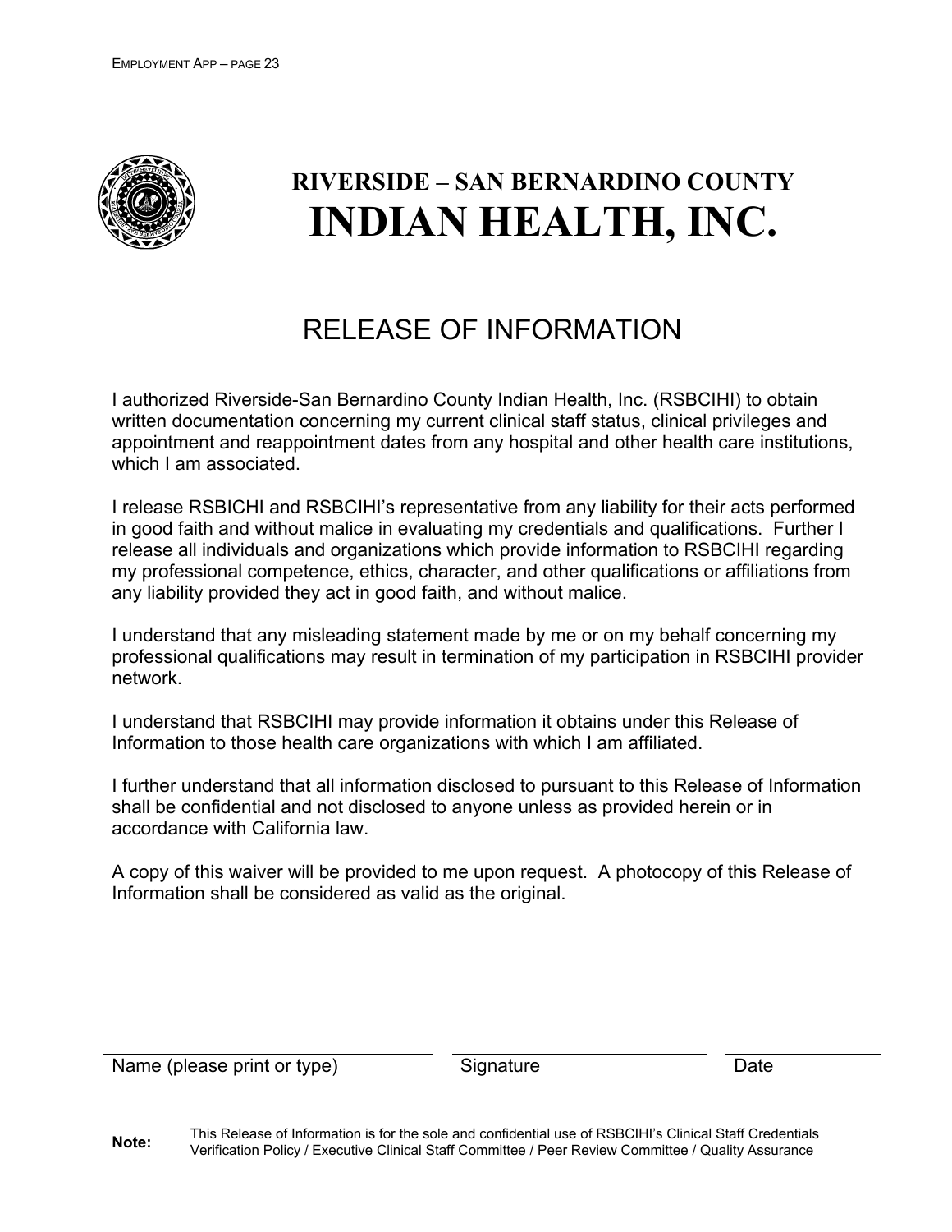# RIVERSIDE – SAN BERNARDINO COUNTY

# INDIAN HEALTH, INC.

## RELEASE OF INFORMATION

I authorized Riverside-San Bernardino County Indian Health, Inc. (RSBCIHI) to obtain written documentation concerning my current clinical staff status, clinical privileges and appointment and reappointment dates from any hospital and other health care institutions, which I am associated.

I release RSBICHI and RSBCIHI's representative from any liability for their acts performed in good faith and without malice in evaluating my credentials and qualifications. Further I release all individuals and organizations which provide information to RSBCIHI regarding my professional competence, ethics, character, and other qualifications or affiliations from any liability provided they act in good faith, and without malice.

I understand that any misleading statement made by me or on my behalf concerning my professional qualifications may result in termination of my participation in RSBCIHI provider network.

I understand that RSBCIHI may provide information it obtains under this Release of Information to those health care organizations with which I am affiliated.

I further understand that all information disclosed to pursuant to this Release of Information shall be confidential and not disclosed to anyone unless as provided herein or in accordance with California law.

A copy of this waiver will be provided to me upon request. A photocopy of this Release of Information shall be considered as valid as the original.

| Name (please print or type) | Signature | Date |
|---|---|---|
| | | |

**Note:** This Release of Information is for the sole and confidential use of RSBCIHI's Clinical Staff Credentials Verification Policy / Executive Clinical Staff Committee / Peer Review Committee / Quality Assurance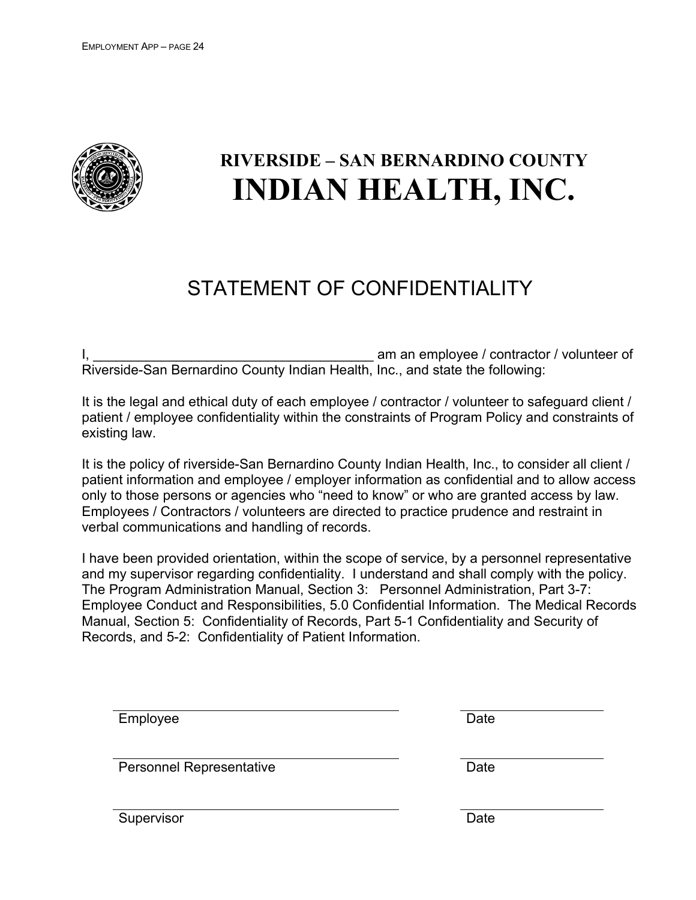# RIVERSIDE – SAN BERNARDINO COUNTY
# INDIAN HEALTH, INC.

## STATEMENT OF CONFIDENTIALITY

I, ______________________________________ am an employee / contractor / volunteer of Riverside-San Bernardino County Indian Health, Inc., and state the following:

It is the legal and ethical duty of each employee / contractor / volunteer to safeguard client / patient / employee confidentiality within the constraints of Program Policy and constraints of existing law.

It is the policy of riverside-San Bernardino County Indian Health, Inc., to consider all client / patient information and employee / employer information as confidential and to allow access only to those persons or agencies who "need to know" or who are granted access by law. Employees / Contractors / volunteers are directed to practice prudence and restraint in verbal communications and handling of records.

I have been provided orientation, within the scope of service, by a personnel representative and my supervisor regarding confidentiality. I understand and shall comply with the policy. The Program Administration Manual, Section 3: Personnel Administration, Part 3-7: Employee Conduct and Responsibilities, 5.0 Confidential Information. The Medical Records Manual, Section 5: Confidentiality of Records, Part 5-1 Confidentiality and Security of Records, and 5-2: Confidentiality of Patient Information.

______________________________________ ____________________
Employee Date

______________________________________ ____________________
Personnel Representative Date

______________________________________ ____________________
Supervisor Date